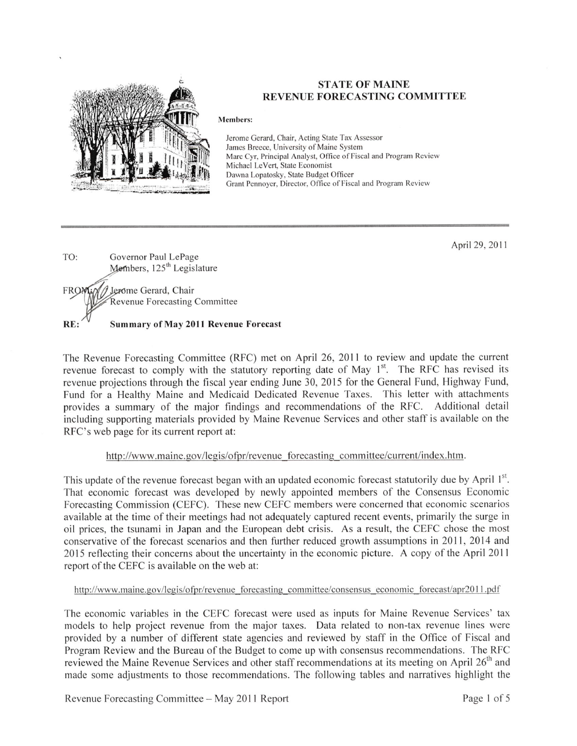# STATE OF MAINE
## REVENUE FORECASTING COMMITTEE

**Members:**

Jerome Gerard, Chair, Acting State Tax Assessor
James Breece, University of Maine System
Marc Cyr, Principal Analyst, Office of Fiscal and Program Review
Michael LeVert, State Economist
Dawna Lopatosky, State Budget Officer
Grant Pennoyer, Director, Office of Fiscal and Program Review

---

April 29, 2011

TO: Governor Paul LePage
Members, 125th Legislature

FROM: Jerome Gerard, Chair
Revenue Forecasting Committee

**RE: Summary of May 2011 Revenue Forecast**

The Revenue Forecasting Committee (RFC) met on April 26, 2011 to review and update the current revenue forecast to comply with the statutory reporting date of May 1st. The RFC has revised its revenue projections through the fiscal year ending June 30, 2015 for the General Fund, Highway Fund, Fund for a Healthy Maine and Medicaid Dedicated Revenue Taxes. This letter with attachments provides a summary of the major findings and recommendations of the RFC. Additional detail including supporting materials provided by Maine Revenue Services and other staff is available on the RFC's web page for its current report at:

http://www.maine.gov/legis/ofpr/revenue_forecasting_committee/current/index.htm.

This update of the revenue forecast began with an updated economic forecast statutorily due by April 1st. That economic forecast was developed by newly appointed members of the Consensus Economic Forecasting Commission (CEFC). These new CEFC members were concerned that economic scenarios available at the time of their meetings had not adequately captured recent events, primarily the surge in oil prices, the tsunami in Japan and the European debt crisis. As a result, the CEFC chose the most conservative of the forecast scenarios and then further reduced growth assumptions in 2011, 2014 and 2015 reflecting their concerns about the uncertainty in the economic picture. A copy of the April 2011 report of the CEFC is available on the web at:

http://www.maine.gov/legis/ofpr/revenue_forecasting_committee/consensus_economic_forecast/apr2011.pdf

The economic variables in the CEFC forecast were used as inputs for Maine Revenue Services' tax models to help project revenue from the major taxes. Data related to non-tax revenue lines were provided by a number of different state agencies and reviewed by staff in the Office of Fiscal and Program Review and the Bureau of the Budget to come up with consensus recommendations. The RFC reviewed the Maine Revenue Services and other staff recommendations at its meeting on April 26th and made some adjustments to those recommendations. The following tables and narratives highlight the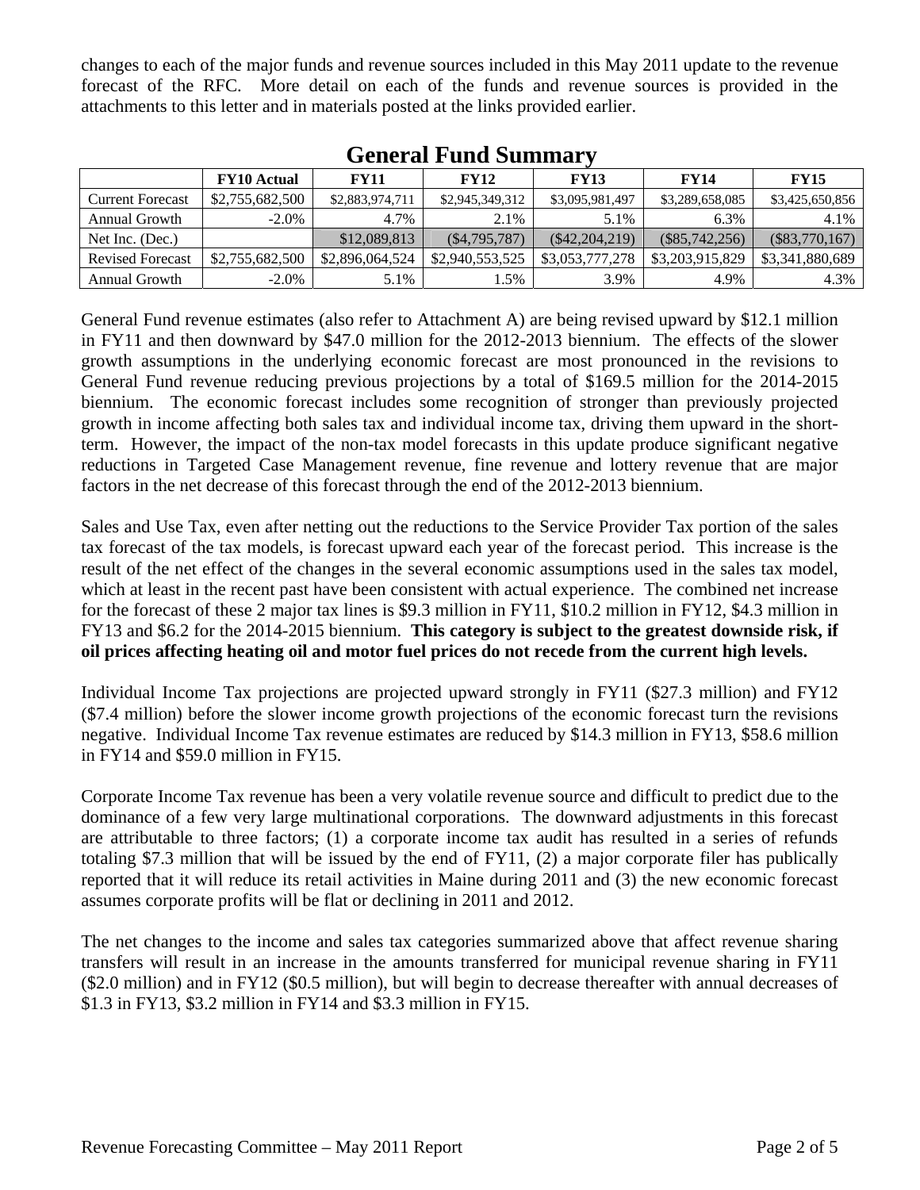changes to each of the major funds and revenue sources included in this May 2011 update to the revenue forecast of the RFC. More detail on each of the funds and revenue sources is provided in the attachments to this letter and in materials posted at the links provided earlier.

## General Fund Summary

| | FY10 Actual | FY11 | FY12 | FY13 | FY14 | FY15 |
|---|---|---|---|---|---|---|
| Current Forecast | $2,755,682,500 | $2,883,974,711 | $2,945,349,312 | $3,095,981,497 | $3,289,658,085 | $3,425,650,856 |
| Annual Growth | -2.0% | 4.7% | 2.1% | 5.1% | 6.3% | 4.1% |
| Net Inc. (Dec.) | | $12,089,813 | ($4,795,787) | ($42,204,219) | ($85,742,256) | ($83,770,167) |
| Revised Forecast | $2,755,682,500 | $2,896,064,524 | $2,940,553,525 | $3,053,777,278 | $3,203,915,829 | $3,341,880,689 |
| Annual Growth | -2.0% | 5.1% | 1.5% | 3.9% | 4.9% | 4.3% |

General Fund revenue estimates (also refer to Attachment A) are being revised upward by $12.1 million in FY11 and then downward by $47.0 million for the 2012-2013 biennium. The effects of the slower growth assumptions in the underlying economic forecast are most pronounced in the revisions to General Fund revenue reducing previous projections by a total of $169.5 million for the 2014-2015 biennium. The economic forecast includes some recognition of stronger than previously projected growth in income affecting both sales tax and individual income tax, driving them upward in the short-term. However, the impact of the non-tax model forecasts in this update produce significant negative reductions in Targeted Case Management revenue, fine revenue and lottery revenue that are major factors in the net decrease of this forecast through the end of the 2012-2013 biennium.

Sales and Use Tax, even after netting out the reductions to the Service Provider Tax portion of the sales tax forecast of the tax models, is forecast upward each year of the forecast period. This increase is the result of the net effect of the changes in the several economic assumptions used in the sales tax model, which at least in the recent past have been consistent with actual experience. The combined net increase for the forecast of these 2 major tax lines is $9.3 million in FY11, $10.2 million in FY12, $4.3 million in FY13 and $6.2 for the 2014-2015 biennium. **This category is subject to the greatest downside risk, if oil prices affecting heating oil and motor fuel prices do not recede from the current high levels.**

Individual Income Tax projections are projected upward strongly in FY11 ($27.3 million) and FY12 ($7.4 million) before the slower income growth projections of the economic forecast turn the revisions negative. Individual Income Tax revenue estimates are reduced by $14.3 million in FY13, $58.6 million in FY14 and $59.0 million in FY15.

Corporate Income Tax revenue has been a very volatile revenue source and difficult to predict due to the dominance of a few very large multinational corporations. The downward adjustments in this forecast are attributable to three factors; (1) a corporate income tax audit has resulted in a series of refunds totaling $7.3 million that will be issued by the end of FY11, (2) a major corporate filer has publically reported that it will reduce its retail activities in Maine during 2011 and (3) the new economic forecast assumes corporate profits will be flat or declining in 2011 and 2012.

The net changes to the income and sales tax categories summarized above that affect revenue sharing transfers will result in an increase in the amounts transferred for municipal revenue sharing in FY11 ($2.0 million) and in FY12 ($0.5 million), but will begin to decrease thereafter with annual decreases of $1.3 in FY13, $3.2 million in FY14 and $3.3 million in FY15.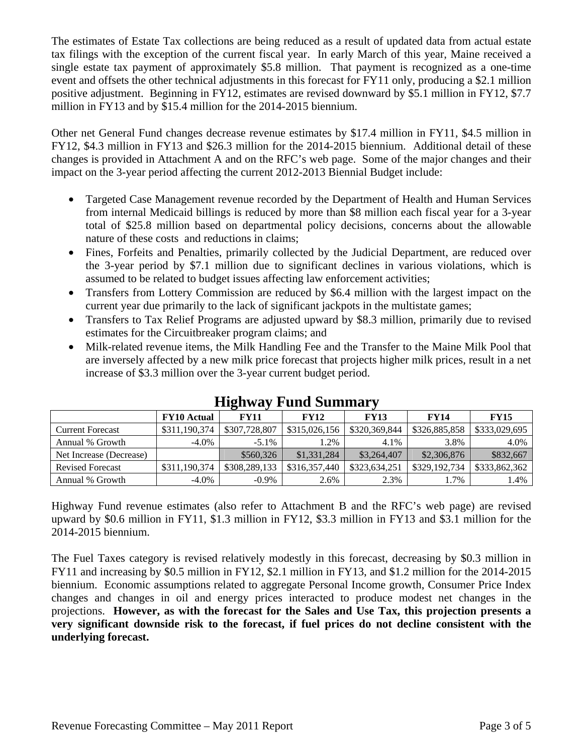The estimates of Estate Tax collections are being reduced as a result of updated data from actual estate tax filings with the exception of the current fiscal year. In early March of this year, Maine received a single estate tax payment of approximately $5.8 million. That payment is recognized as a one-time event and offsets the other technical adjustments in this forecast for FY11 only, producing a $2.1 million positive adjustment. Beginning in FY12, estimates are revised downward by $5.1 million in FY12, $7.7 million in FY13 and by $15.4 million for the 2014-2015 biennium.

Other net General Fund changes decrease revenue estimates by $17.4 million in FY11, $4.5 million in FY12, $4.3 million in FY13 and $26.3 million for the 2014-2015 biennium. Additional detail of these changes is provided in Attachment A and on the RFC's web page. Some of the major changes and their impact on the 3-year period affecting the current 2012-2013 Biennial Budget include:

- Targeted Case Management revenue recorded by the Department of Health and Human Services from internal Medicaid billings is reduced by more than $8 million each fiscal year for a 3-year total of $25.8 million based on departmental policy decisions, concerns about the allowable nature of these costs and reductions in claims;
- Fines, Forfeits and Penalties, primarily collected by the Judicial Department, are reduced over the 3-year period by $7.1 million due to significant declines in various violations, which is assumed to be related to budget issues affecting law enforcement activities;
- Transfers from Lottery Commission are reduced by $6.4 million with the largest impact on the current year due primarily to the lack of significant jackpots in the multistate games;
- Transfers to Tax Relief Programs are adjusted upward by $8.3 million, primarily due to revised estimates for the Circuitbreaker program claims; and
- Milk-related revenue items, the Milk Handling Fee and the Transfer to the Maine Milk Pool that are inversely affected by a new milk price forecast that projects higher milk prices, result in a net increase of $3.3 million over the 3-year current budget period.

## Highway Fund Summary

| | FY10 Actual | FY11 | FY12 | FY13 | FY14 | FY15 |
|---|---|---|---|---|---|---|
| Current Forecast | $311,190,374 | $307,728,807 | $315,026,156 | $320,369,844 | $326,885,858 | $333,029,695 |
| Annual % Growth | -4.0% | -5.1% | 1.2% | 4.1% | 3.8% | 4.0% |
| Net Increase (Decrease) | | $560,326 | $1,331,284 | $3,264,407 | $2,306,876 | $832,667 |
| Revised Forecast | $311,190,374 | $308,289,133 | $316,357,440 | $323,634,251 | $329,192,734 | $333,862,362 |
| Annual % Growth | -4.0% | -0.9% | 2.6% | 2.3% | 1.7% | 1.4% |

Highway Fund revenue estimates (also refer to Attachment B and the RFC's web page) are revised upward by $0.6 million in FY11, $1.3 million in FY12, $3.3 million in FY13 and $3.1 million for the 2014-2015 biennium.

The Fuel Taxes category is revised relatively modestly in this forecast, decreasing by $0.3 million in FY11 and increasing by $0.5 million in FY12, $2.1 million in FY13, and $1.2 million for the 2014-2015 biennium. Economic assumptions related to aggregate Personal Income growth, Consumer Price Index changes and changes in oil and energy prices interacted to produce modest net changes in the projections. **However, as with the forecast for the Sales and Use Tax, this projection presents a very significant downside risk to the forecast, if fuel prices do not decline consistent with the underlying forecast.**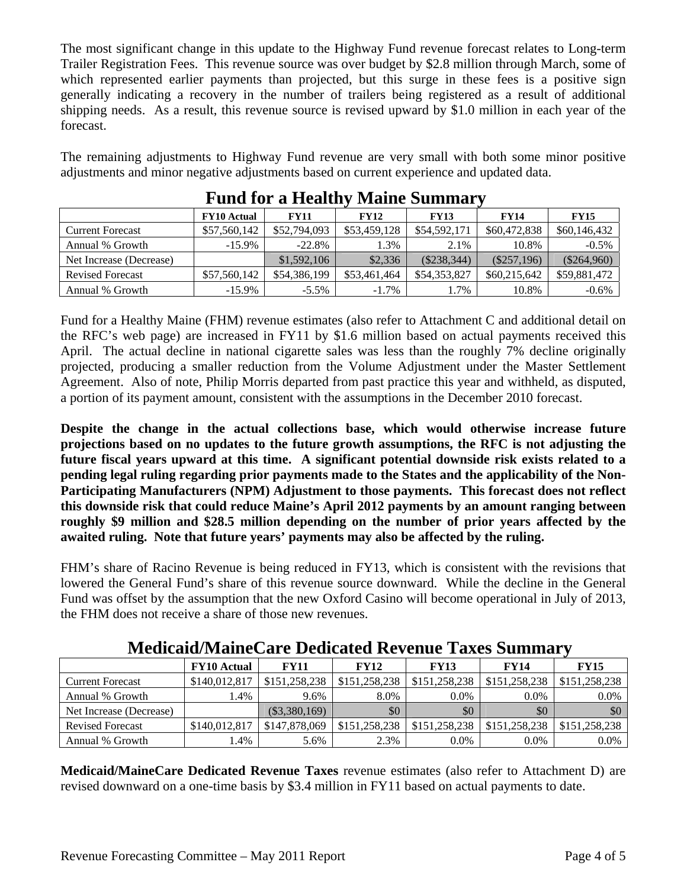The most significant change in this update to the Highway Fund revenue forecast relates to Long-term Trailer Registration Fees. This revenue source was over budget by $2.8 million through March, some of which represented earlier payments than projected, but this surge in these fees is a positive sign generally indicating a recovery in the number of trailers being registered as a result of additional shipping needs. As a result, this revenue source is revised upward by $1.0 million in each year of the forecast.

The remaining adjustments to Highway Fund revenue are very small with both some minor positive adjustments and minor negative adjustments based on current experience and updated data.

## Fund for a Healthy Maine Summary

| | FY10 Actual | FY11 | FY12 | FY13 | FY14 | FY15 |
|---|---|---|---|---|---|---|
| Current Forecast | $57,560,142 | $52,794,093 | $53,459,128 | $54,592,171 | $60,472,838 | $60,146,432 |
| Annual % Growth | -15.9% | -22.8% | 1.3% | 2.1% | 10.8% | -0.5% |
| Net Increase (Decrease) | | $1,592,106 | $2,336 | ($238,344) | ($257,196) | ($264,960) |
| Revised Forecast | $57,560,142 | $54,386,199 | $53,461,464 | $54,353,827 | $60,215,642 | $59,881,472 |
| Annual % Growth | -15.9% | -5.5% | -1.7% | 1.7% | 10.8% | -0.6% |

Fund for a Healthy Maine (FHM) revenue estimates (also refer to Attachment C and additional detail on the RFC's web page) are increased in FY11 by $1.6 million based on actual payments received this April. The actual decline in national cigarette sales was less than the roughly 7% decline originally projected, producing a smaller reduction from the Volume Adjustment under the Master Settlement Agreement. Also of note, Philip Morris departed from past practice this year and withheld, as disputed, a portion of its payment amount, consistent with the assumptions in the December 2010 forecast.

**Despite the change in the actual collections base, which would otherwise increase future projections based on no updates to the future growth assumptions, the RFC is not adjusting the future fiscal years upward at this time. A significant potential downside risk exists related to a pending legal ruling regarding prior payments made to the States and the applicability of the Non-Participating Manufacturers (NPM) Adjustment to those payments. This forecast does not reflect this downside risk that could reduce Maine's April 2012 payments by an amount ranging between roughly $9 million and $28.5 million depending on the number of prior years affected by the awaited ruling. Note that future years' payments may also be affected by the ruling.**

FHM's share of Racino Revenue is being reduced in FY13, which is consistent with the revisions that lowered the General Fund's share of this revenue source downward. While the decline in the General Fund was offset by the assumption that the new Oxford Casino will become operational in July of 2013, the FHM does not receive a share of those new revenues.

## Medicaid/MaineCare Dedicated Revenue Taxes Summary

| | FY10 Actual | FY11 | FY12 | FY13 | FY14 | FY15 |
|---|---|---|---|---|---|---|
| Current Forecast | $140,012,817 | $151,258,238 | $151,258,238 | $151,258,238 | $151,258,238 | $151,258,238 |
| Annual % Growth | 1.4% | 9.6% | 8.0% | 0.0% | 0.0% | 0.0% |
| Net Increase (Decrease) | | ($3,380,169) | $0 | $0 | $0 | $0 |
| Revised Forecast | $140,012,817 | $147,878,069 | $151,258,238 | $151,258,238 | $151,258,238 | $151,258,238 |
| Annual % Growth | 1.4% | 5.6% | 2.3% | 0.0% | 0.0% | 0.0% |

**Medicaid/MaineCare Dedicated Revenue Taxes** revenue estimates (also refer to Attachment D) are revised downward on a one-time basis by $3.4 million in FY11 based on actual payments to date.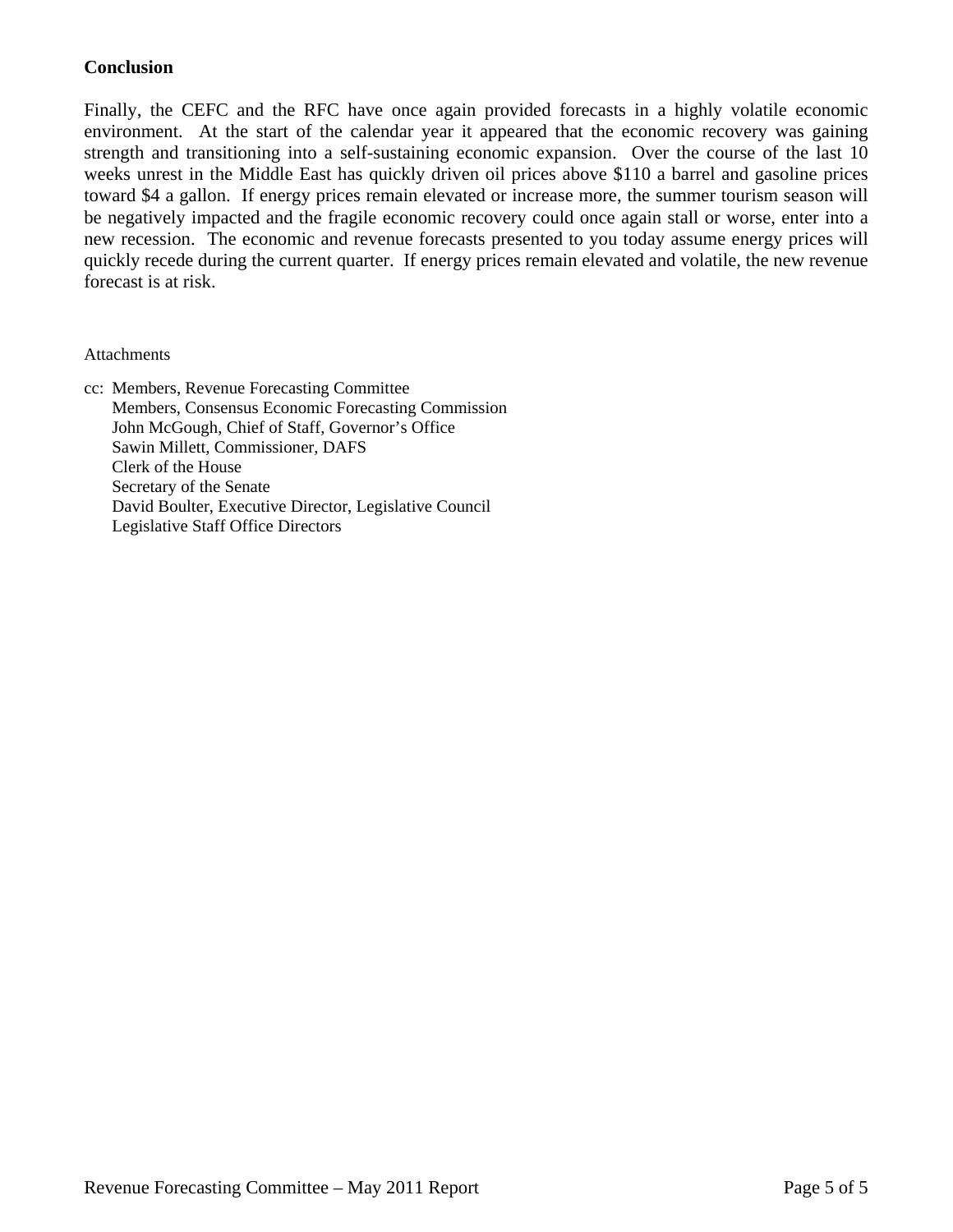**Conclusion**

Finally, the CEFC and the RFC have once again provided forecasts in a highly volatile economic environment. At the start of the calendar year it appeared that the economic recovery was gaining strength and transitioning into a self-sustaining economic expansion. Over the course of the last 10 weeks unrest in the Middle East has quickly driven oil prices above $110 a barrel and gasoline prices toward $4 a gallon. If energy prices remain elevated or increase more, the summer tourism season will be negatively impacted and the fragile economic recovery could once again stall or worse, enter into a new recession. The economic and revenue forecasts presented to you today assume energy prices will quickly recede during the current quarter. If energy prices remain elevated and volatile, the new revenue forecast is at risk.

Attachments

cc: Members, Revenue Forecasting Committee
Members, Consensus Economic Forecasting Commission
John McGough, Chief of Staff, Governor's Office
Sawin Millett, Commissioner, DAFS
Clerk of the House
Secretary of the Senate
David Boulter, Executive Director, Legislative Council
Legislative Staff Office Directors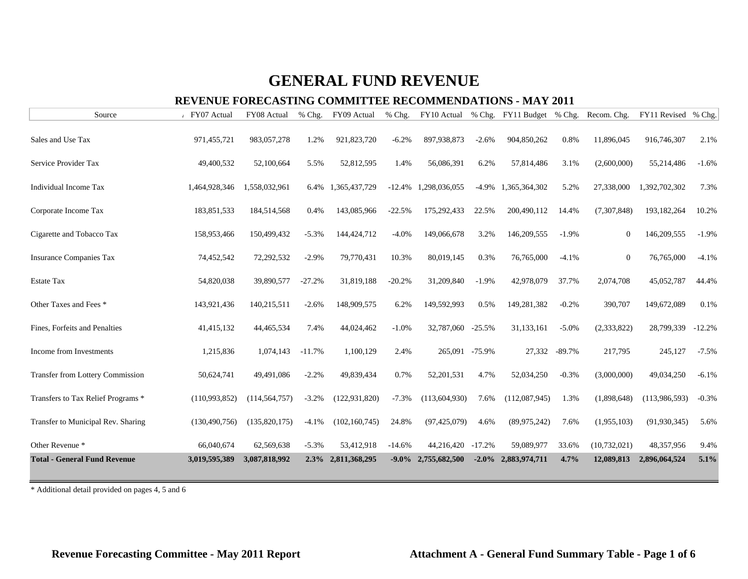# GENERAL FUND REVENUE

## REVENUE FORECASTING COMMITTEE RECOMMENDATIONS - MAY 2011

| Source | FY07 Actual | FY08 Actual | % Chg. | FY09 Actual | % Chg. | FY10 Actual | % Chg. | FY11 Budget | % Chg. | Recom. Chg. | FY11 Revised | % Chg. |
|---|---|---|---|---|---|---|---|---|---|---|---|---|
| Sales and Use Tax | 971,455,721 | 983,057,278 | 1.2% | 921,823,720 | -6.2% | 897,938,873 | -2.6% | 904,850,262 | 0.8% | 11,896,045 | 916,746,307 | 2.1% |
| Service Provider Tax | 49,400,532 | 52,100,664 | 5.5% | 52,812,595 | 1.4% | 56,086,391 | 6.2% | 57,814,486 | 3.1% | (2,600,000) | 55,214,486 | -1.6% |
| Individual Income Tax | 1,464,928,346 | 1,558,032,961 | 6.4% | 1,365,437,729 | -12.4% | 1,298,036,055 | -4.9% | 1,365,364,302 | 5.2% | 27,338,000 | 1,392,702,302 | 7.3% |
| Corporate Income Tax | 183,851,533 | 184,514,568 | 0.4% | 143,085,966 | -22.5% | 175,292,433 | 22.5% | 200,490,112 | 14.4% | (7,307,848) | 193,182,264 | 10.2% |
| Cigarette and Tobacco Tax | 158,953,466 | 150,499,432 | -5.3% | 144,424,712 | -4.0% | 149,066,678 | 3.2% | 146,209,555 | -1.9% | 0 | 146,209,555 | -1.9% |
| Insurance Companies Tax | 74,452,542 | 72,292,532 | -2.9% | 79,770,431 | 10.3% | 80,019,145 | 0.3% | 76,765,000 | -4.1% | 0 | 76,765,000 | -4.1% |
| Estate Tax | 54,820,038 | 39,890,577 | -27.2% | 31,819,188 | -20.2% | 31,209,840 | -1.9% | 42,978,079 | 37.7% | 2,074,708 | 45,052,787 | 44.4% |
| Other Taxes and Fees * | 143,921,436 | 140,215,511 | -2.6% | 148,909,575 | 6.2% | 149,592,993 | 0.5% | 149,281,382 | -0.2% | 390,707 | 149,672,089 | 0.1% |
| Fines, Forfeits and Penalties | 41,415,132 | 44,465,534 | 7.4% | 44,024,462 | -1.0% | 32,787,060 | -25.5% | 31,133,161 | -5.0% | (2,333,822) | 28,799,339 | -12.2% |
| Income from Investments | 1,215,836 | 1,074,143 | -11.7% | 1,100,129 | 2.4% | 265,091 | -75.9% | 27,332 | -89.7% | 217,795 | 245,127 | -7.5% |
| Transfer from Lottery Commission | 50,624,741 | 49,491,086 | -2.2% | 49,839,434 | 0.7% | 52,201,531 | 4.7% | 52,034,250 | -0.3% | (3,000,000) | 49,034,250 | -6.1% |
| Transfers to Tax Relief Programs * | (110,993,852) | (114,564,757) | -3.2% | (122,931,820) | -7.3% | (113,604,930) | 7.6% | (112,087,945) | 1.3% | (1,898,648) | (113,986,593) | -0.3% |
| Transfer to Municipal Rev. Sharing | (130,490,756) | (135,820,175) | -4.1% | (102,160,745) | 24.8% | (97,425,079) | 4.6% | (89,975,242) | 7.6% | (1,955,103) | (91,930,345) | 5.6% |
| Other Revenue * | 66,040,674 | 62,569,638 | -5.3% | 53,412,918 | -14.6% | 44,216,420 | -17.2% | 59,089,977 | 33.6% | (10,732,021) | 48,357,956 | 9.4% |
| **Total - General Fund Revenue** | **3,019,595,389** | **3,087,818,992** | **2.3%** | **2,811,368,295** | **-9.0%** | **2,755,682,500** | **-2.0%** | **2,883,974,711** | **4.7%** | **12,089,813** | **2,896,064,524** | **5.1%** |

* Additional detail provided on pages 4, 5 and 6

**Revenue Forecasting Committee - May 2011 Report** **Attachment A - General Fund Summary Table - Page 1 of 6**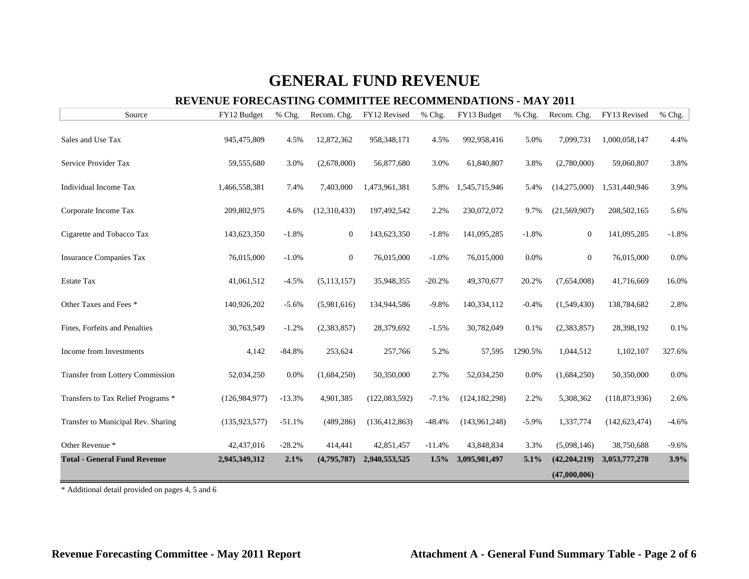# GENERAL FUND REVENUE

## REVENUE FORECASTING COMMITTEE RECOMMENDATIONS - MAY 2011

| Source | FY12 Budget | % Chg. | Recom. Chg. | FY12 Revised | % Chg. | FY13 Budget | % Chg. | Recom. Chg. | FY13 Revised | % Chg. |
|---|---|---|---|---|---|---|---|---|---|---|
| Sales and Use Tax | 945,475,809 | 4.5% | 12,872,362 | 958,348,171 | 4.5% | 992,958,416 | 5.0% | 7,099,731 | 1,000,058,147 | 4.4% |
| Service Provider Tax | 59,555,680 | 3.0% | (2,678,000) | 56,877,680 | 3.0% | 61,840,807 | 3.8% | (2,780,000) | 59,060,807 | 3.8% |
| Individual Income Tax | 1,466,558,381 | 7.4% | 7,403,000 | 1,473,961,381 | 5.8% | 1,545,715,946 | 5.4% | (14,275,000) | 1,531,440,946 | 3.9% |
| Corporate Income Tax | 209,802,975 | 4.6% | (12,310,433) | 197,492,542 | 2.2% | 230,072,072 | 9.7% | (21,569,907) | 208,502,165 | 5.6% |
| Cigarette and Tobacco Tax | 143,623,350 | -1.8% | 0 | 143,623,350 | -1.8% | 141,095,285 | -1.8% | 0 | 141,095,285 | -1.8% |
| Insurance Companies Tax | 76,015,000 | -1.0% | 0 | 76,015,000 | -1.0% | 76,015,000 | 0.0% | 0 | 76,015,000 | 0.0% |
| Estate Tax | 41,061,512 | -4.5% | (5,113,157) | 35,948,355 | -20.2% | 49,370,677 | 20.2% | (7,654,008) | 41,716,669 | 16.0% |
| Other Taxes and Fees * | 140,926,202 | -5.6% | (5,981,616) | 134,944,586 | -9.8% | 140,334,112 | -0.4% | (1,549,430) | 138,784,682 | 2.8% |
| Fines, Forfeits and Penalties | 30,763,549 | -1.2% | (2,383,857) | 28,379,692 | -1.5% | 30,782,049 | 0.1% | (2,383,857) | 28,398,192 | 0.1% |
| Income from Investments | 4,142 | -84.8% | 253,624 | 257,766 | 5.2% | 57,595 | 1290.5% | 1,044,512 | 1,102,107 | 327.6% |
| Transfer from Lottery Commission | 52,034,250 | 0.0% | (1,684,250) | 50,350,000 | 2.7% | 52,034,250 | 0.0% | (1,684,250) | 50,350,000 | 0.0% |
| Transfers to Tax Relief Programs * | (126,984,977) | -13.3% | 4,901,385 | (122,083,592) | -7.1% | (124,182,298) | 2.2% | 5,308,362 | (118,873,936) | 2.6% |
| Transfer to Municipal Rev. Sharing | (135,923,577) | -51.1% | (489,286) | (136,412,863) | -48.4% | (143,961,248) | -5.9% | 1,337,774 | (142,623,474) | -4.6% |
| Other Revenue * | 42,437,016 | -28.2% | 414,441 | 42,851,457 | -11.4% | 43,848,834 | 3.3% | (5,098,146) | 38,750,688 | -9.6% |
| **Total - General Fund Revenue** | **2,945,349,312** | **2.1%** | **(4,795,787)** | **2,940,553,525** | **1.5%** | **3,095,981,497** | **5.1%** | **(42,204,219)** | **3,053,777,278** | **3.9%** |
| | | | | | | | | **(47,000,006)** | | |

\* Additional detail provided on pages 4, 5 and 6

**Revenue Forecasting Committee - May 2011 Report** **Attachment A - General Fund Summary Table**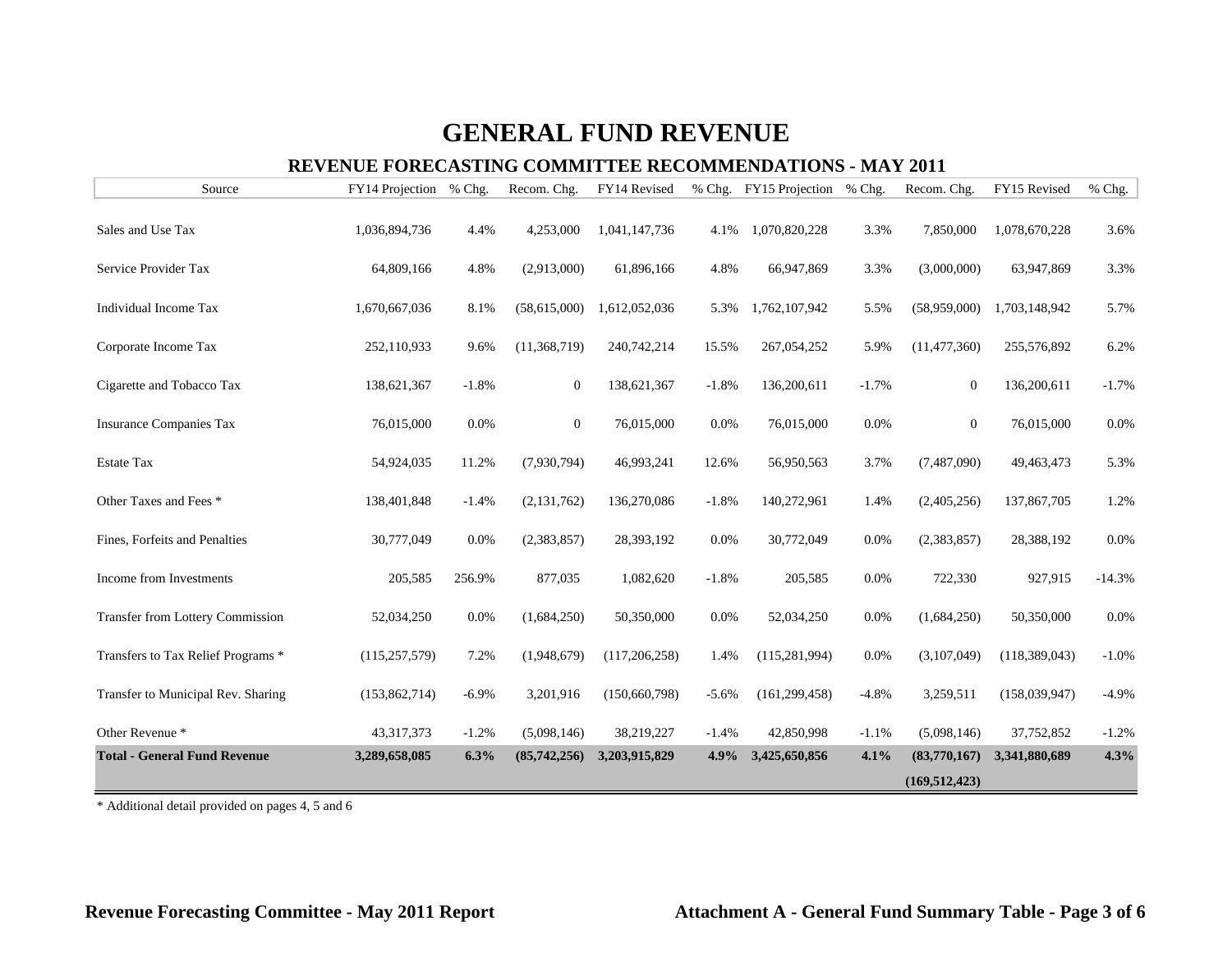# GENERAL FUND REVENUE

## REVENUE FORECASTING COMMITTEE RECOMMENDATIONS - MAY 2011

| Source | FY14 Projection | % Chg. | Recom. Chg. | FY14 Revised | % Chg. | FY15 Projection | % Chg. | Recom. Chg. | FY15 Revised | % Chg. |
|---|---|---|---|---|---|---|---|---|---|---|
| Sales and Use Tax | 1,036,894,736 | 4.4% | 4,253,000 | 1,041,147,736 | 4.1% | 1,070,820,228 | 3.3% | 7,850,000 | 1,078,670,228 | 3.6% |
| Service Provider Tax | 64,809,166 | 4.8% | (2,913,000) | 61,896,166 | 4.8% | 66,947,869 | 3.3% | (3,000,000) | 63,947,869 | 3.3% |
| Individual Income Tax | 1,670,667,036 | 8.1% | (58,615,000) | 1,612,052,036 | 5.3% | 1,762,107,942 | 5.5% | (58,959,000) | 1,703,148,942 | 5.7% |
| Corporate Income Tax | 252,110,933 | 9.6% | (11,368,719) | 240,742,214 | 15.5% | 267,054,252 | 5.9% | (11,477,360) | 255,576,892 | 6.2% |
| Cigarette and Tobacco Tax | 138,621,367 | -1.8% | 0 | 138,621,367 | -1.8% | 136,200,611 | -1.7% | 0 | 136,200,611 | -1.7% |
| Insurance Companies Tax | 76,015,000 | 0.0% | 0 | 76,015,000 | 0.0% | 76,015,000 | 0.0% | 0 | 76,015,000 | 0.0% |
| Estate Tax | 54,924,035 | 11.2% | (7,930,794) | 46,993,241 | 12.6% | 56,950,563 | 3.7% | (7,487,090) | 49,463,473 | 5.3% |
| Other Taxes and Fees * | 138,401,848 | -1.4% | (2,131,762) | 136,270,086 | -1.8% | 140,272,961 | 1.4% | (2,405,256) | 137,867,705 | 1.2% |
| Fines, Forfeits and Penalties | 30,777,049 | 0.0% | (2,383,857) | 28,393,192 | 0.0% | 30,772,049 | 0.0% | (2,383,857) | 28,388,192 | 0.0% |
| Income from Investments | 205,585 | 256.9% | 877,035 | 1,082,620 | -1.8% | 205,585 | 0.0% | 722,330 | 927,915 | -14.3% |
| Transfer from Lottery Commission | 52,034,250 | 0.0% | (1,684,250) | 50,350,000 | 0.0% | 52,034,250 | 0.0% | (1,684,250) | 50,350,000 | 0.0% |
| Transfers to Tax Relief Programs * | (115,257,579) | 7.2% | (1,948,679) | (117,206,258) | 1.4% | (115,281,994) | 0.0% | (3,107,049) | (118,389,043) | -1.0% |
| Transfer to Municipal Rev. Sharing | (153,862,714) | -6.9% | 3,201,916 | (150,660,798) | -5.6% | (161,299,458) | -4.8% | 3,259,511 | (158,039,947) | -4.9% |
| Other Revenue * | 43,317,373 | -1.2% | (5,098,146) | 38,219,227 | -1.4% | 42,850,998 | -1.1% | (5,098,146) | 37,752,852 | -1.2% |
| **Total - General Fund Revenue** | **3,289,658,085** | **6.3%** | **(85,742,256)** | **3,203,915,829** | **4.9%** | **3,425,650,856** | **4.1%** | **(83,770,167)** | **3,341,880,689** | **4.3%** |
| | | | | | | | | **(169,512,423)** | | |

\* Additional detail provided on pages 4, 5 and 6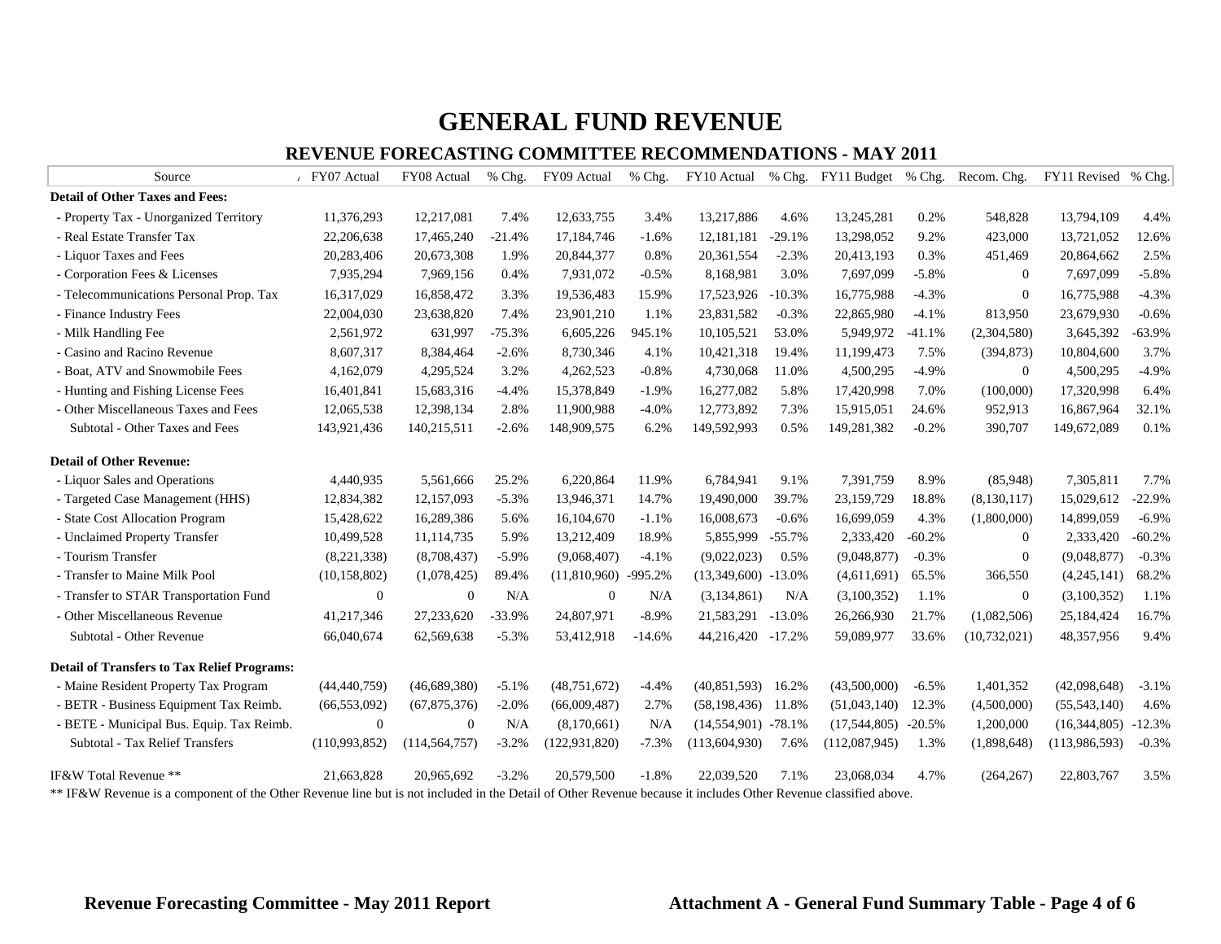# GENERAL FUND REVENUE

## REVENUE FORECASTING COMMITTEE RECOMMENDATIONS - MAY 2011

| Source | FY07 Actual | FY08 Actual | % Chg. | FY09 Actual | % Chg. | FY10 Actual | % Chg. | FY11 Budget | % Chg. | Recom. Chg. | FY11 Revised | % Chg. |
|---|---|---|---|---|---|---|---|---|---|---|---|---|
| **Detail of Other Taxes and Fees:** | | | | | | | | | | | | |
| - Property Tax - Unorganized Territory | 11,376,293 | 12,217,081 | 7.4% | 12,633,755 | 3.4% | 13,217,886 | 4.6% | 13,245,281 | 0.2% | 548,828 | 13,794,109 | 4.4% |
| - Real Estate Transfer Tax | 22,206,638 | 17,465,240 | -21.4% | 17,184,746 | -1.6% | 12,181,181 | -29.1% | 13,298,052 | 9.2% | 423,000 | 13,721,052 | 12.6% |
| - Liquor Taxes and Fees | 20,283,406 | 20,673,308 | 1.9% | 20,844,377 | 0.8% | 20,361,554 | -2.3% | 20,413,193 | 0.3% | 451,469 | 20,864,662 | 2.5% |
| - Corporation Fees & Licenses | 7,935,294 | 7,969,156 | 0.4% | 7,931,072 | -0.5% | 8,168,981 | 3.0% | 7,697,099 | -5.8% | 0 | 7,697,099 | -5.8% |
| - Telecommunications Personal Prop. Tax | 16,317,029 | 16,858,472 | 3.3% | 19,536,483 | 15.9% | 17,523,926 | -10.3% | 16,775,988 | -4.3% | 0 | 16,775,988 | -4.3% |
| - Finance Industry Fees | 22,004,030 | 23,638,820 | 7.4% | 23,901,210 | 1.1% | 23,831,582 | -0.3% | 22,865,980 | -4.1% | 813,950 | 23,679,930 | -0.6% |
| - Milk Handling Fee | 2,561,972 | 631,997 | -75.3% | 6,605,226 | 945.1% | 10,105,521 | 53.0% | 5,949,972 | -41.1% | (2,304,580) | 3,645,392 | -63.9% |
| - Casino and Racino Revenue | 8,607,317 | 8,384,464 | -2.6% | 8,730,346 | 4.1% | 10,421,318 | 19.4% | 11,199,473 | 7.5% | (394,873) | 10,804,600 | 3.7% |
| - Boat, ATV and Snowmobile Fees | 4,162,079 | 4,295,524 | 3.2% | 4,262,523 | -0.8% | 4,730,068 | 11.0% | 4,500,295 | -4.9% | 0 | 4,500,295 | -4.9% |
| - Hunting and Fishing License Fees | 16,401,841 | 15,683,316 | -4.4% | 15,378,849 | -1.9% | 16,277,082 | 5.8% | 17,420,998 | 7.0% | (100,000) | 17,320,998 | 6.4% |
| - Other Miscellaneous Taxes and Fees | 12,065,538 | 12,398,134 | 2.8% | 11,900,988 | -4.0% | 12,773,892 | 7.3% | 15,915,051 | 24.6% | 952,913 | 16,867,964 | 32.1% |
| Subtotal - Other Taxes and Fees | 143,921,436 | 140,215,511 | -2.6% | 148,909,575 | 6.2% | 149,592,993 | 0.5% | 149,281,382 | -0.2% | 390,707 | 149,672,089 | 0.1% |
| **Detail of Other Revenue:** | | | | | | | | | | | | |
| - Liquor Sales and Operations | 4,440,935 | 5,561,666 | 25.2% | 6,220,864 | 11.9% | 6,784,941 | 9.1% | 7,391,759 | 8.9% | (85,948) | 7,305,811 | 7.7% |
| - Targeted Case Management (HHS) | 12,834,382 | 12,157,093 | -5.3% | 13,946,371 | 14.7% | 19,490,000 | 39.7% | 23,159,729 | 18.8% | (8,130,117) | 15,029,612 | -22.9% |
| - State Cost Allocation Program | 15,428,622 | 16,289,386 | 5.6% | 16,104,670 | -1.1% | 16,008,673 | -0.6% | 16,699,059 | 4.3% | (1,800,000) | 14,899,059 | -6.9% |
| - Unclaimed Property Transfer | 10,499,528 | 11,114,735 | 5.9% | 13,212,409 | 18.9% | 5,855,999 | -55.7% | 2,333,420 | -60.2% | 0 | 2,333,420 | -60.2% |
| - Tourism Transfer | (8,221,338) | (8,708,437) | -5.9% | (9,068,407) | -4.1% | (9,022,023) | 0.5% | (9,048,877) | -0.3% | 0 | (9,048,877) | -0.3% |
| - Transfer to Maine Milk Pool | (10,158,802) | (1,078,425) | 89.4% | (11,810,960) | -995.2% | (13,349,600) | -13.0% | (4,611,691) | 65.5% | 366,550 | (4,245,141) | 68.2% |
| - Transfer to STAR Transportation Fund | 0 | 0 | N/A | 0 | N/A | (3,134,861) | N/A | (3,100,352) | 1.1% | 0 | (3,100,352) | 1.1% |
| - Other Miscellaneous Revenue | 41,217,346 | 27,233,620 | -33.9% | 24,807,971 | -8.9% | 21,583,291 | -13.0% | 26,266,930 | 21.7% | (1,082,506) | 25,184,424 | 16.7% |
| Subtotal - Other Revenue | 66,040,674 | 62,569,638 | -5.3% | 53,412,918 | -14.6% | 44,216,420 | -17.2% | 59,089,977 | 33.6% | (10,732,021) | 48,357,956 | 9.4% |
| **Detail of Transfers to Tax Relief Programs:** | | | | | | | | | | | | |
| - Maine Resident Property Tax Program | (44,440,759) | (46,689,380) | -5.1% | (48,751,672) | -4.4% | (40,851,593) | 16.2% | (43,500,000) | -6.5% | 1,401,352 | (42,098,648) | -3.1% |
| - BETR - Business Equipment Tax Reimb. | (66,553,092) | (67,875,376) | -2.0% | (66,009,487) | 2.7% | (58,198,436) | 11.8% | (51,043,140) | 12.3% | (4,500,000) | (55,543,140) | 4.6% |
| - BETE - Municipal Bus. Equip. Tax Reimb. | 0 | 0 | N/A | (8,170,661) | N/A | (14,554,901) | -78.1% | (17,544,805) | -20.5% | 1,200,000 | (16,344,805) | -12.3% |
| Subtotal - Tax Relief Transfers | (110,993,852) | (114,564,757) | -3.2% | (122,931,820) | -7.3% | (113,604,930) | 7.6% | (112,087,945) | 1.3% | (1,898,648) | (113,986,593) | -0.3% |
| IF&W Total Revenue ** | 21,663,828 | 20,965,692 | -3.2% | 20,579,500 | -1.8% | 22,039,520 | 7.1% | 23,068,034 | 4.7% | (264,267) | 22,803,767 | 3.5% |

** IF&W Revenue is a component of the Other Revenue line but is not included in the Detail of Other Revenue because it includes Other Revenue classified above.

**Revenue Forecasting Committee - May 2011 Report** **Attachment A - General Fund Summary Table - Page 4 of 6**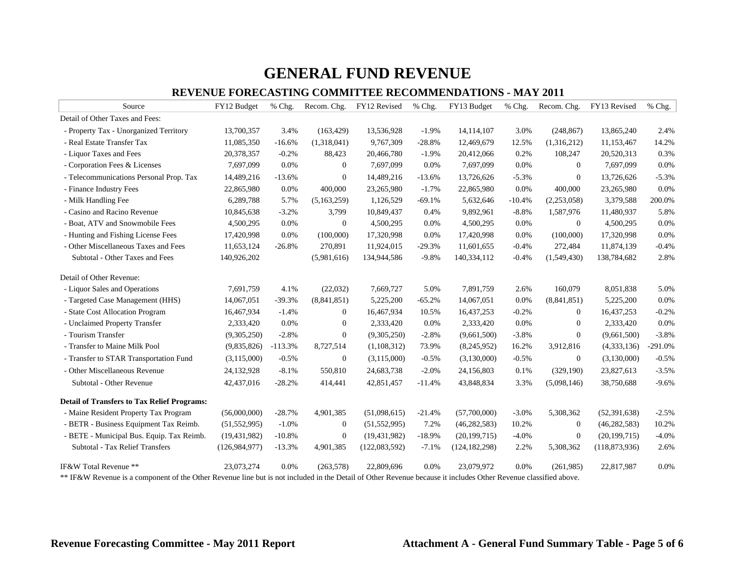# GENERAL FUND REVENUE

## REVENUE FORECASTING COMMITTEE RECOMMENDATIONS - MAY 2011

| Source | FY12 Budget | % Chg. | Recom. Chg. | FY12 Revised | % Chg. | FY13 Budget | % Chg. | Recom. Chg. | FY13 Revised | % Chg. |
|---|---|---|---|---|---|---|---|---|---|---|
| Detail of Other Taxes and Fees: | | | | | | | | | | |
| - Property Tax - Unorganized Territory | 13,700,357 | 3.4% | (163,429) | 13,536,928 | -1.9% | 14,114,107 | 3.0% | (248,867) | 13,865,240 | 2.4% |
| - Real Estate Transfer Tax | 11,085,350 | -16.6% | (1,318,041) | 9,767,309 | -28.8% | 12,469,679 | 12.5% | (1,316,212) | 11,153,467 | 14.2% |
| - Liquor Taxes and Fees | 20,378,357 | -0.2% | 88,423 | 20,466,780 | -1.9% | 20,412,066 | 0.2% | 108,247 | 20,520,313 | 0.3% |
| - Corporation Fees & Licenses | 7,697,099 | 0.0% | 0 | 7,697,099 | 0.0% | 7,697,099 | 0.0% | 0 | 7,697,099 | 0.0% |
| - Telecommunications Personal Prop. Tax | 14,489,216 | -13.6% | 0 | 14,489,216 | -13.6% | 13,726,626 | -5.3% | 0 | 13,726,626 | -5.3% |
| - Finance Industry Fees | 22,865,980 | 0.0% | 400,000 | 23,265,980 | -1.7% | 22,865,980 | 0.0% | 400,000 | 23,265,980 | 0.0% |
| - Milk Handling Fee | 6,289,788 | 5.7% | (5,163,259) | 1,126,529 | -69.1% | 5,632,646 | -10.4% | (2,253,058) | 3,379,588 | 200.0% |
| - Casino and Racino Revenue | 10,845,638 | -3.2% | 3,799 | 10,849,437 | 0.4% | 9,892,961 | -8.8% | 1,587,976 | 11,480,937 | 5.8% |
| - Boat, ATV and Snowmobile Fees | 4,500,295 | 0.0% | 0 | 4,500,295 | 0.0% | 4,500,295 | 0.0% | 0 | 4,500,295 | 0.0% |
| - Hunting and Fishing License Fees | 17,420,998 | 0.0% | (100,000) | 17,320,998 | 0.0% | 17,420,998 | 0.0% | (100,000) | 17,320,998 | 0.0% |
| - Other Miscellaneous Taxes and Fees | 11,653,124 | -26.8% | 270,891 | 11,924,015 | -29.3% | 11,601,655 | -0.4% | 272,484 | 11,874,139 | -0.4% |
| Subtotal - Other Taxes and Fees | 140,926,202 | | (5,981,616) | 134,944,586 | -9.8% | 140,334,112 | -0.4% | (1,549,430) | 138,784,682 | 2.8% |
| Detail of Other Revenue: | | | | | | | | | | |
| - Liquor Sales and Operations | 7,691,759 | 4.1% | (22,032) | 7,669,727 | 5.0% | 7,891,759 | 2.6% | 160,079 | 8,051,838 | 5.0% |
| - Targeted Case Management (HHS) | 14,067,051 | -39.3% | (8,841,851) | 5,225,200 | -65.2% | 14,067,051 | 0.0% | (8,841,851) | 5,225,200 | 0.0% |
| - State Cost Allocation Program | 16,467,934 | -1.4% | 0 | 16,467,934 | 10.5% | 16,437,253 | -0.2% | 0 | 16,437,253 | -0.2% |
| - Unclaimed Property Transfer | 2,333,420 | 0.0% | 0 | 2,333,420 | 0.0% | 2,333,420 | 0.0% | 0 | 2,333,420 | 0.0% |
| - Tourism Transfer | (9,305,250) | -2.8% | 0 | (9,305,250) | -2.8% | (9,661,500) | -3.8% | 0 | (9,661,500) | -3.8% |
| - Transfer to Maine Milk Pool | (9,835,826) | -113.3% | 8,727,514 | (1,108,312) | 73.9% | (8,245,952) | 16.2% | 3,912,816 | (4,333,136) | -291.0% |
| - Transfer to STAR Transportation Fund | (3,115,000) | -0.5% | 0 | (3,115,000) | -0.5% | (3,130,000) | -0.5% | 0 | (3,130,000) | -0.5% |
| - Other Miscellaneous Revenue | 24,132,928 | -8.1% | 550,810 | 24,683,738 | -2.0% | 24,156,803 | 0.1% | (329,190) | 23,827,613 | -3.5% |
| Subtotal - Other Revenue | 42,437,016 | -28.2% | 414,441 | 42,851,457 | -11.4% | 43,848,834 | 3.3% | (5,098,146) | 38,750,688 | -9.6% |
| **Detail of Transfers to Tax Relief Programs:** | | | | | | | | | | |
| - Maine Resident Property Tax Program | (56,000,000) | -28.7% | 4,901,385 | (51,098,615) | -21.4% | (57,700,000) | -3.0% | 5,308,362 | (52,391,638) | -2.5% |
| - BETR - Business Equipment Tax Reimb. | (51,552,995) | -1.0% | 0 | (51,552,995) | 7.2% | (46,282,583) | 10.2% | 0 | (46,282,583) | 10.2% |
| - BETE - Municipal Bus. Equip. Tax Reimb. | (19,431,982) | -10.8% | 0 | (19,431,982) | -18.9% | (20,199,715) | -4.0% | 0 | (20,199,715) | -4.0% |
| Subtotal - Tax Relief Transfers | (126,984,977) | -13.3% | 4,901,385 | (122,083,592) | -7.1% | (124,182,298) | 2.2% | 5,308,362 | (118,873,936) | 2.6% |
| IF&W Total Revenue ** | 23,073,274 | 0.0% | (263,578) | 22,809,696 | 0.0% | 23,079,972 | 0.0% | (261,985) | 22,817,987 | 0.0% |

** IF&W Revenue is a component of the Other Revenue line but is not included in the Detail of Other Revenue because it includes Other Revenue classified above.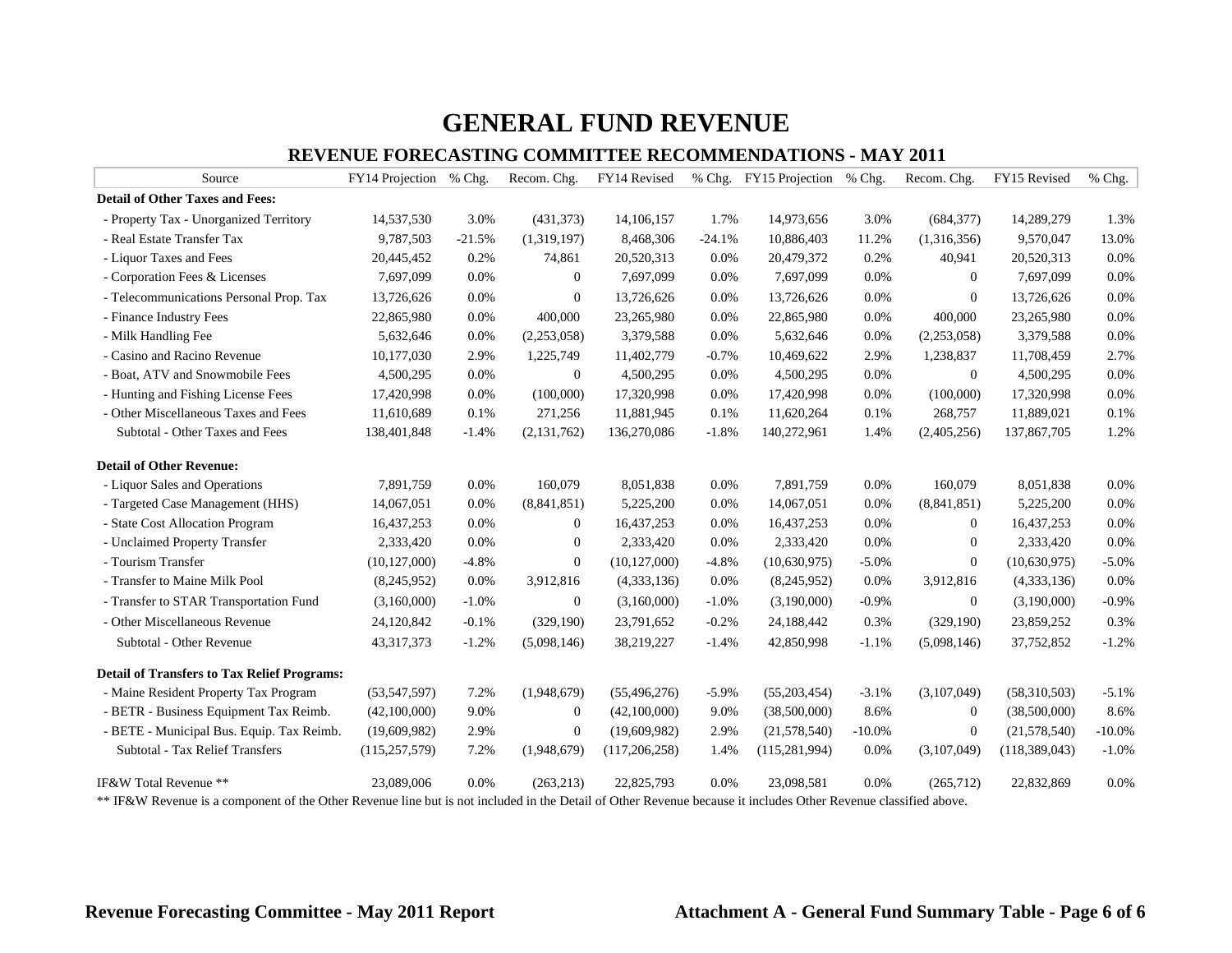# GENERAL FUND REVENUE

## REVENUE FORECASTING COMMITTEE RECOMMENDATIONS - MAY 2011

| Source | FY14 Projection | % Chg. | Recom. Chg. | FY14 Revised | % Chg. | FY15 Projection | % Chg. | Recom. Chg. | FY15 Revised | % Chg. |
|---|---|---|---|---|---|---|---|---|---|---|
| **Detail of Other Taxes and Fees:** | | | | | | | | | | |
| - Property Tax - Unorganized Territory | 14,537,530 | 3.0% | (431,373) | 14,106,157 | 1.7% | 14,973,656 | 3.0% | (684,377) | 14,289,279 | 1.3% |
| - Real Estate Transfer Tax | 9,787,503 | -21.5% | (1,319,197) | 8,468,306 | -24.1% | 10,886,403 | 11.2% | (1,316,356) | 9,570,047 | 13.0% |
| - Liquor Taxes and Fees | 20,445,452 | 0.2% | 74,861 | 20,520,313 | 0.0% | 20,479,372 | 0.2% | 40,941 | 20,520,313 | 0.0% |
| - Corporation Fees & Licenses | 7,697,099 | 0.0% | 0 | 7,697,099 | 0.0% | 7,697,099 | 0.0% | 0 | 7,697,099 | 0.0% |
| - Telecommunications Personal Prop. Tax | 13,726,626 | 0.0% | 0 | 13,726,626 | 0.0% | 13,726,626 | 0.0% | 0 | 13,726,626 | 0.0% |
| - Finance Industry Fees | 22,865,980 | 0.0% | 400,000 | 23,265,980 | 0.0% | 22,865,980 | 0.0% | 400,000 | 23,265,980 | 0.0% |
| - Milk Handling Fee | 5,632,646 | 0.0% | (2,253,058) | 3,379,588 | 0.0% | 5,632,646 | 0.0% | (2,253,058) | 3,379,588 | 0.0% |
| - Casino and Racino Revenue | 10,177,030 | 2.9% | 1,225,749 | 11,402,779 | -0.7% | 10,469,622 | 2.9% | 1,238,837 | 11,708,459 | 2.7% |
| - Boat, ATV and Snowmobile Fees | 4,500,295 | 0.0% | 0 | 4,500,295 | 0.0% | 4,500,295 | 0.0% | 0 | 4,500,295 | 0.0% |
| - Hunting and Fishing License Fees | 17,420,998 | 0.0% | (100,000) | 17,320,998 | 0.0% | 17,420,998 | 0.0% | (100,000) | 17,320,998 | 0.0% |
| - Other Miscellaneous Taxes and Fees | 11,610,689 | 0.1% | 271,256 | 11,881,945 | 0.1% | 11,620,264 | 0.1% | 268,757 | 11,889,021 | 0.1% |
| Subtotal - Other Taxes and Fees | 138,401,848 | -1.4% | (2,131,762) | 136,270,086 | -1.8% | 140,272,961 | 1.4% | (2,405,256) | 137,867,705 | 1.2% |
| | | | | | | | | | | |
| **Detail of Other Revenue:** | | | | | | | | | | |
| - Liquor Sales and Operations | 7,891,759 | 0.0% | 160,079 | 8,051,838 | 0.0% | 7,891,759 | 0.0% | 160,079 | 8,051,838 | 0.0% |
| - Targeted Case Management (HHS) | 14,067,051 | 0.0% | (8,841,851) | 5,225,200 | 0.0% | 14,067,051 | 0.0% | (8,841,851) | 5,225,200 | 0.0% |
| - State Cost Allocation Program | 16,437,253 | 0.0% | 0 | 16,437,253 | 0.0% | 16,437,253 | 0.0% | 0 | 16,437,253 | 0.0% |
| - Unclaimed Property Transfer | 2,333,420 | 0.0% | 0 | 2,333,420 | 0.0% | 2,333,420 | 0.0% | 0 | 2,333,420 | 0.0% |
| - Tourism Transfer | (10,127,000) | -4.8% | 0 | (10,127,000) | -4.8% | (10,630,975) | -5.0% | 0 | (10,630,975) | -5.0% |
| - Transfer to Maine Milk Pool | (8,245,952) | 0.0% | 3,912,816 | (4,333,136) | 0.0% | (8,245,952) | 0.0% | 3,912,816 | (4,333,136) | 0.0% |
| - Transfer to STAR Transportation Fund | (3,160,000) | -1.0% | 0 | (3,160,000) | -1.0% | (3,190,000) | -0.9% | 0 | (3,190,000) | -0.9% |
| - Other Miscellaneous Revenue | 24,120,842 | -0.1% | (329,190) | 23,791,652 | -0.2% | 24,188,442 | 0.3% | (329,190) | 23,859,252 | 0.3% |
| Subtotal - Other Revenue | 43,317,373 | -1.2% | (5,098,146) | 38,219,227 | -1.4% | 42,850,998 | -1.1% | (5,098,146) | 37,752,852 | -1.2% |
| | | | | | | | | | | |
| **Detail of Transfers to Tax Relief Programs:** | | | | | | | | | | |
| - Maine Resident Property Tax Program | (53,547,597) | 7.2% | (1,948,679) | (55,496,276) | -5.9% | (55,203,454) | -3.1% | (3,107,049) | (58,310,503) | -5.1% |
| - BETR - Business Equipment Tax Reimb. | (42,100,000) | 9.0% | 0 | (42,100,000) | 9.0% | (38,500,000) | 8.6% | 0 | (38,500,000) | 8.6% |
| - BETE - Municipal Bus. Equip. Tax Reimb. | (19,609,982) | 2.9% | 0 | (19,609,982) | 2.9% | (21,578,540) | -10.0% | 0 | (21,578,540) | -10.0% |
| Subtotal - Tax Relief Transfers | (115,257,579) | 7.2% | (1,948,679) | (117,206,258) | 1.4% | (115,281,994) | 0.0% | (3,107,049) | (118,389,043) | -1.0% |
| | | | | | | | | | | |
| IF&W Total Revenue ** | 23,089,006 | 0.0% | (263,213) | 22,825,793 | 0.0% | 23,098,581 | 0.0% | (265,712) | 22,832,869 | 0.0% |

** IF&W Revenue is a component of the Other Revenue line but is not included in the Detail of Other Revenue because it includes Other Revenue classified above.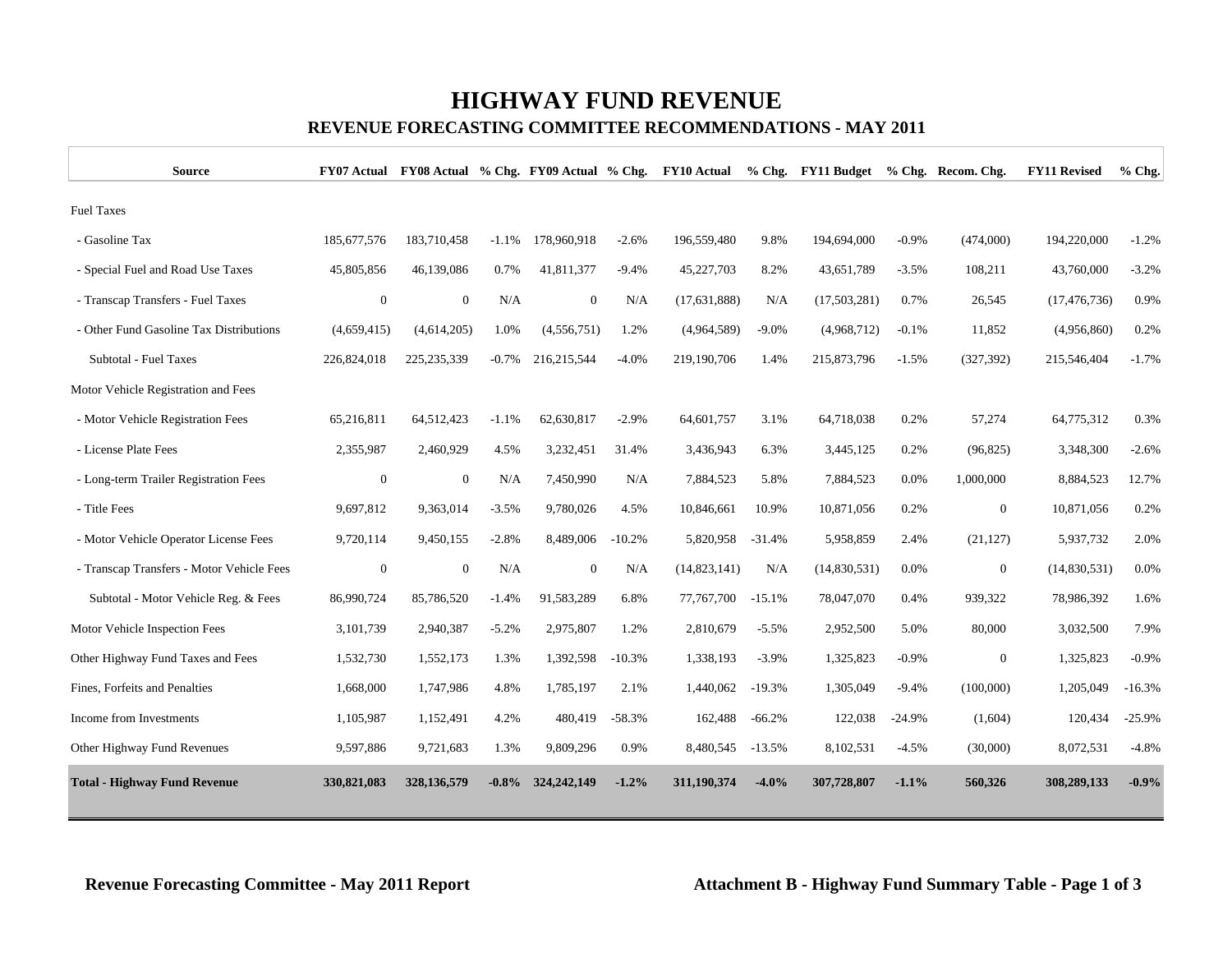# HIGHWAY FUND REVENUE

## REVENUE FORECASTING COMMITTEE RECOMMENDATIONS - MAY 2011

| Source | FY07 Actual | FY08 Actual | % Chg. | FY09 Actual | % Chg. | FY10 Actual | % Chg. | FY11 Budget | % Chg. | Recom. Chg. | FY11 Revised | % Chg. |
|---|---|---|---|---|---|---|---|---|---|---|---|---|
| Fuel Taxes | | | | | | | | | | | | |
| - Gasoline Tax | 185,677,576 | 183,710,458 | -1.1% | 178,960,918 | -2.6% | 196,559,480 | 9.8% | 194,694,000 | -0.9% | (474,000) | 194,220,000 | -1.2% |
| - Special Fuel and Road Use Taxes | 45,805,856 | 46,139,086 | 0.7% | 41,811,377 | -9.4% | 45,227,703 | 8.2% | 43,651,789 | -3.5% | 108,211 | 43,760,000 | -3.2% |
| - Transcap Transfers - Fuel Taxes | 0 | 0 | N/A | 0 | N/A | (17,631,888) | N/A | (17,503,281) | 0.7% | 26,545 | (17,476,736) | 0.9% |
| - Other Fund Gasoline Tax Distributions | (4,659,415) | (4,614,205) | 1.0% | (4,556,751) | 1.2% | (4,964,589) | -9.0% | (4,968,712) | -0.1% | 11,852 | (4,956,860) | 0.2% |
| Subtotal - Fuel Taxes | 226,824,018 | 225,235,339 | -0.7% | 216,215,544 | -4.0% | 219,190,706 | 1.4% | 215,873,796 | -1.5% | (327,392) | 215,546,404 | -1.7% |
| Motor Vehicle Registration and Fees | | | | | | | | | | | | |
| - Motor Vehicle Registration Fees | 65,216,811 | 64,512,423 | -1.1% | 62,630,817 | -2.9% | 64,601,757 | 3.1% | 64,718,038 | 0.2% | 57,274 | 64,775,312 | 0.3% |
| - License Plate Fees | 2,355,987 | 2,460,929 | 4.5% | 3,232,451 | 31.4% | 3,436,943 | 6.3% | 3,445,125 | 0.2% | (96,825) | 3,348,300 | -2.6% |
| - Long-term Trailer Registration Fees | 0 | 0 | N/A | 7,450,990 | N/A | 7,884,523 | 5.8% | 7,884,523 | 0.0% | 1,000,000 | 8,884,523 | 12.7% |
| - Title Fees | 9,697,812 | 9,363,014 | -3.5% | 9,780,026 | 4.5% | 10,846,661 | 10.9% | 10,871,056 | 0.2% | 0 | 10,871,056 | 0.2% |
| - Motor Vehicle Operator License Fees | 9,720,114 | 9,450,155 | -2.8% | 8,489,006 | -10.2% | 5,820,958 | -31.4% | 5,958,859 | 2.4% | (21,127) | 5,937,732 | 2.0% |
| - Transcap Transfers - Motor Vehicle Fees | 0 | 0 | N/A | 0 | N/A | (14,823,141) | N/A | (14,830,531) | 0.0% | 0 | (14,830,531) | 0.0% |
| Subtotal - Motor Vehicle Reg. & Fees | 86,990,724 | 85,786,520 | -1.4% | 91,583,289 | 6.8% | 77,767,700 | -15.1% | 78,047,070 | 0.4% | 939,322 | 78,986,392 | 1.6% |
| Motor Vehicle Inspection Fees | 3,101,739 | 2,940,387 | -5.2% | 2,975,807 | 1.2% | 2,810,679 | -5.5% | 2,952,500 | 5.0% | 80,000 | 3,032,500 | 7.9% |
| Other Highway Fund Taxes and Fees | 1,532,730 | 1,552,173 | 1.3% | 1,392,598 | -10.3% | 1,338,193 | -3.9% | 1,325,823 | -0.9% | 0 | 1,325,823 | -0.9% |
| Fines, Forfeits and Penalties | 1,668,000 | 1,747,986 | 4.8% | 1,785,197 | 2.1% | 1,440,062 | -19.3% | 1,305,049 | -9.4% | (100,000) | 1,205,049 | -16.3% |
| Income from Investments | 1,105,987 | 1,152,491 | 4.2% | 480,419 | -58.3% | 162,488 | -66.2% | 122,038 | -24.9% | (1,604) | 120,434 | -25.9% |
| Other Highway Fund Revenues | 9,597,886 | 9,721,683 | 1.3% | 9,809,296 | 0.9% | 8,480,545 | -13.5% | 8,102,531 | -4.5% | (30,000) | 8,072,531 | -4.8% |
| **Total - Highway Fund Revenue** | **330,821,083** | **328,136,579** | **-0.8%** | **324,242,149** | **-1.2%** | **311,190,374** | **-4.0%** | **307,728,807** | **-1.1%** | **560,326** | **308,289,133** | **-0.9%** |

**Revenue Forecasting Committee - May 2011 Report** **Attachment B - Highway Fund Summary Table - Page 1 of 3**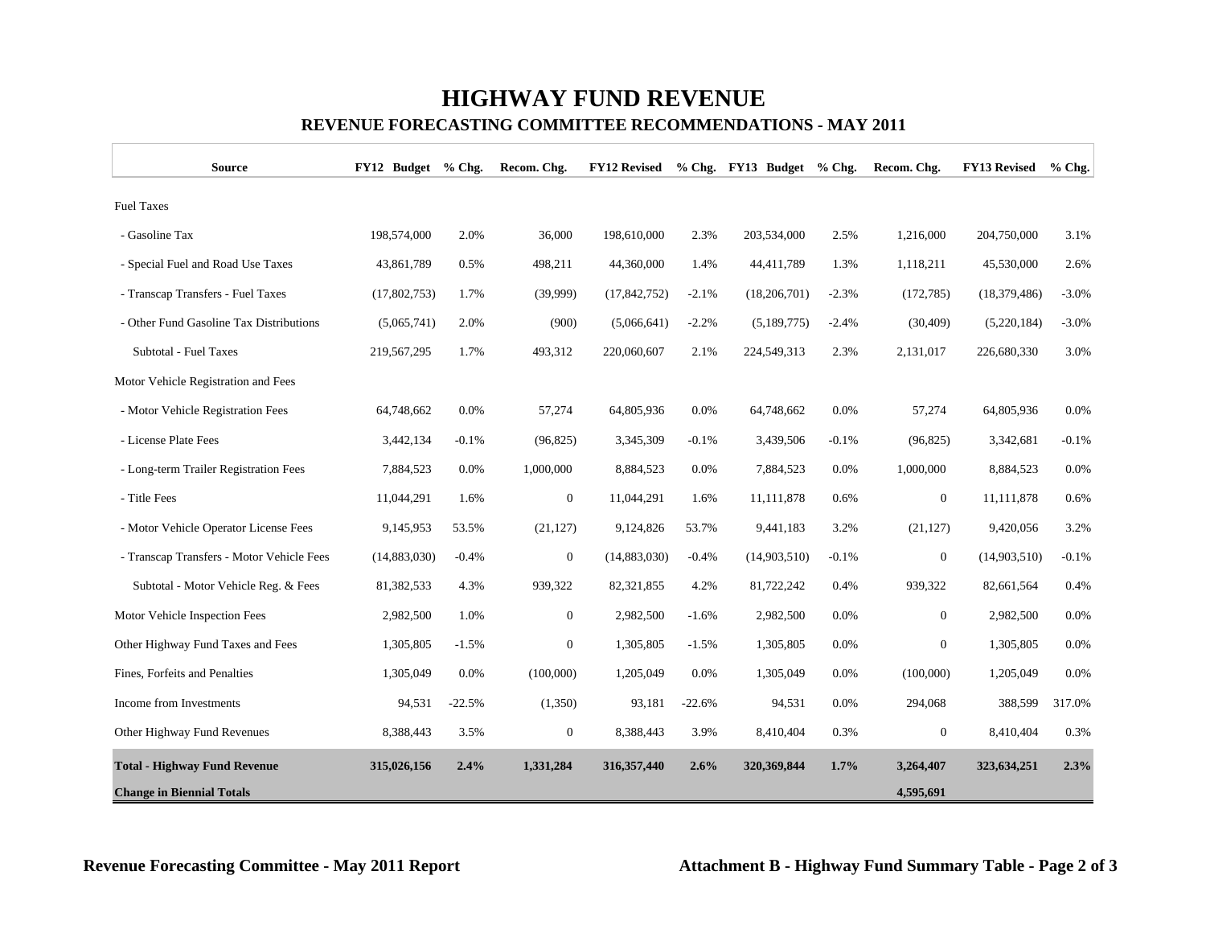# HIGHWAY FUND REVENUE

## REVENUE FORECASTING COMMITTEE RECOMMENDATIONS - MAY 2011

| Source | FY12 Budget | % Chg. | Recom. Chg. | FY12 Revised | % Chg. | FY13 Budget | % Chg. | Recom. Chg. | FY13 Revised | % Chg. |
|---|---|---|---|---|---|---|---|---|---|---|
| Fuel Taxes | | | | | | | | | | |
| - Gasoline Tax | 198,574,000 | 2.0% | 36,000 | 198,610,000 | 2.3% | 203,534,000 | 2.5% | 1,216,000 | 204,750,000 | 3.1% |
| - Special Fuel and Road Use Taxes | 43,861,789 | 0.5% | 498,211 | 44,360,000 | 1.4% | 44,411,789 | 1.3% | 1,118,211 | 45,530,000 | 2.6% |
| - Transcap Transfers - Fuel Taxes | (17,802,753) | 1.7% | (39,999) | (17,842,752) | -2.1% | (18,206,701) | -2.3% | (172,785) | (18,379,486) | -3.0% |
| - Other Fund Gasoline Tax Distributions | (5,065,741) | 2.0% | (900) | (5,066,641) | -2.2% | (5,189,775) | -2.4% | (30,409) | (5,220,184) | -3.0% |
| Subtotal - Fuel Taxes | 219,567,295 | 1.7% | 493,312 | 220,060,607 | 2.1% | 224,549,313 | 2.3% | 2,131,017 | 226,680,330 | 3.0% |
| Motor Vehicle Registration and Fees | | | | | | | | | | |
| - Motor Vehicle Registration Fees | 64,748,662 | 0.0% | 57,274 | 64,805,936 | 0.0% | 64,748,662 | 0.0% | 57,274 | 64,805,936 | 0.0% |
| - License Plate Fees | 3,442,134 | -0.1% | (96,825) | 3,345,309 | -0.1% | 3,439,506 | -0.1% | (96,825) | 3,342,681 | -0.1% |
| - Long-term Trailer Registration Fees | 7,884,523 | 0.0% | 1,000,000 | 8,884,523 | 0.0% | 7,884,523 | 0.0% | 1,000,000 | 8,884,523 | 0.0% |
| - Title Fees | 11,044,291 | 1.6% | 0 | 11,044,291 | 1.6% | 11,111,878 | 0.6% | 0 | 11,111,878 | 0.6% |
| - Motor Vehicle Operator License Fees | 9,145,953 | 53.5% | (21,127) | 9,124,826 | 53.7% | 9,441,183 | 3.2% | (21,127) | 9,420,056 | 3.2% |
| - Transcap Transfers - Motor Vehicle Fees | (14,883,030) | -0.4% | 0 | (14,883,030) | -0.4% | (14,903,510) | -0.1% | 0 | (14,903,510) | -0.1% |
| Subtotal - Motor Vehicle Reg. & Fees | 81,382,533 | 4.3% | 939,322 | 82,321,855 | 4.2% | 81,722,242 | 0.4% | 939,322 | 82,661,564 | 0.4% |
| Motor Vehicle Inspection Fees | 2,982,500 | 1.0% | 0 | 2,982,500 | -1.6% | 2,982,500 | 0.0% | 0 | 2,982,500 | 0.0% |
| Other Highway Fund Taxes and Fees | 1,305,805 | -1.5% | 0 | 1,305,805 | -1.5% | 1,305,805 | 0.0% | 0 | 1,305,805 | 0.0% |
| Fines, Forfeits and Penalties | 1,305,049 | 0.0% | (100,000) | 1,205,049 | 0.0% | 1,305,049 | 0.0% | (100,000) | 1,205,049 | 0.0% |
| Income from Investments | 94,531 | -22.5% | (1,350) | 93,181 | -22.6% | 94,531 | 0.0% | 294,068 | 388,599 | 317.0% |
| Other Highway Fund Revenues | 8,388,443 | 3.5% | 0 | 8,388,443 | 3.9% | 8,410,404 | 0.3% | 0 | 8,410,404 | 0.3% |
| **Total - Highway Fund Revenue** | **315,026,156** | **2.4%** | **1,331,284** | **316,357,440** | **2.6%** | **320,369,844** | **1.7%** | **3,264,407** | **323,634,251** | **2.3%** |
| **Change in Biennial Totals** | | | | | | | | **4,595,691** | | |

**Revenue Forecasting Committee - May 2011 Report** **Attachment B - Highway Fund Summary Table - Page 2 of 3**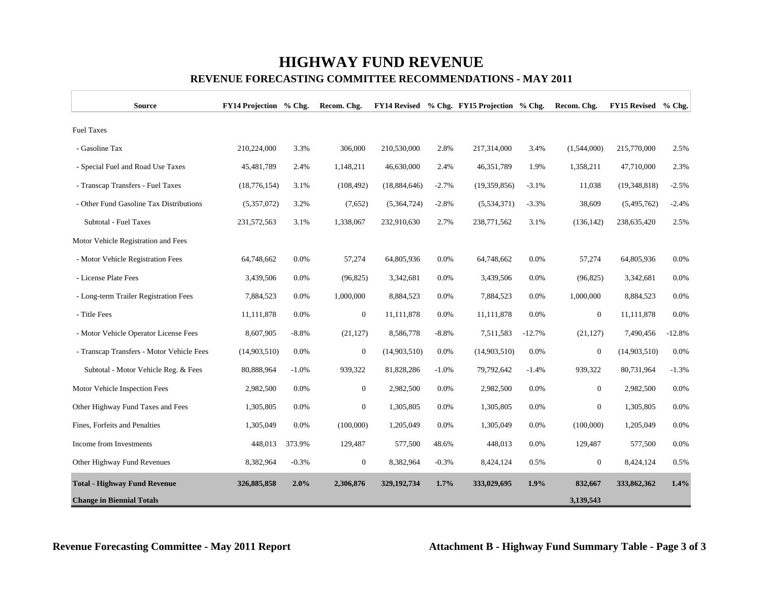# HIGHWAY FUND REVENUE

## REVENUE FORECASTING COMMITTEE RECOMMENDATIONS - MAY 2011

| Source | FY14 Projection | % Chg. | Recom. Chg. | FY14 Revised | % Chg. | FY15 Projection | % Chg. | Recom. Chg. | FY15 Revised | % Chg. |
|---|---|---|---|---|---|---|---|---|---|---|
| Fuel Taxes | | | | | | | | | | |
| - Gasoline Tax | 210,224,000 | 3.3% | 306,000 | 210,530,000 | 2.8% | 217,314,000 | 3.4% | (1,544,000) | 215,770,000 | 2.5% |
| - Special Fuel and Road Use Taxes | 45,481,789 | 2.4% | 1,148,211 | 46,630,000 | 2.4% | 46,351,789 | 1.9% | 1,358,211 | 47,710,000 | 2.3% |
| - Transcap Transfers - Fuel Taxes | (18,776,154) | 3.1% | (108,492) | (18,884,646) | -2.7% | (19,359,856) | -3.1% | 11,038 | (19,348,818) | -2.5% |
| - Other Fund Gasoline Tax Distributions | (5,357,072) | 3.2% | (7,652) | (5,364,724) | -2.8% | (5,534,371) | -3.3% | 38,609 | (5,495,762) | -2.4% |
| Subtotal - Fuel Taxes | 231,572,563 | 3.1% | 1,338,067 | 232,910,630 | 2.7% | 238,771,562 | 3.1% | (136,142) | 238,635,420 | 2.5% |
| Motor Vehicle Registration and Fees | | | | | | | | | | |
| - Motor Vehicle Registration Fees | 64,748,662 | 0.0% | 57,274 | 64,805,936 | 0.0% | 64,748,662 | 0.0% | 57,274 | 64,805,936 | 0.0% |
| - License Plate Fees | 3,439,506 | 0.0% | (96,825) | 3,342,681 | 0.0% | 3,439,506 | 0.0% | (96,825) | 3,342,681 | 0.0% |
| - Long-term Trailer Registration Fees | 7,884,523 | 0.0% | 1,000,000 | 8,884,523 | 0.0% | 7,884,523 | 0.0% | 1,000,000 | 8,884,523 | 0.0% |
| - Title Fees | 11,111,878 | 0.0% | 0 | 11,111,878 | 0.0% | 11,111,878 | 0.0% | 0 | 11,111,878 | 0.0% |
| - Motor Vehicle Operator License Fees | 8,607,905 | -8.8% | (21,127) | 8,586,778 | -8.8% | 7,511,583 | -12.7% | (21,127) | 7,490,456 | -12.8% |
| - Transcap Transfers - Motor Vehicle Fees | (14,903,510) | 0.0% | 0 | (14,903,510) | 0.0% | (14,903,510) | 0.0% | 0 | (14,903,510) | 0.0% |
| Subtotal - Motor Vehicle Reg. & Fees | 80,888,964 | -1.0% | 939,322 | 81,828,286 | -1.0% | 79,792,642 | -1.4% | 939,322 | 80,731,964 | -1.3% |
| Motor Vehicle Inspection Fees | 2,982,500 | 0.0% | 0 | 2,982,500 | 0.0% | 2,982,500 | 0.0% | 0 | 2,982,500 | 0.0% |
| Other Highway Fund Taxes and Fees | 1,305,805 | 0.0% | 0 | 1,305,805 | 0.0% | 1,305,805 | 0.0% | 0 | 1,305,805 | 0.0% |
| Fines, Forfeits and Penalties | 1,305,049 | 0.0% | (100,000) | 1,205,049 | 0.0% | 1,305,049 | 0.0% | (100,000) | 1,205,049 | 0.0% |
| Income from Investments | 448,013 | 373.9% | 129,487 | 577,500 | 48.6% | 448,013 | 0.0% | 129,487 | 577,500 | 0.0% |
| Other Highway Fund Revenues | 8,382,964 | -0.3% | 0 | 8,382,964 | -0.3% | 8,424,124 | 0.5% | 0 | 8,424,124 | 0.5% |
| **Total - Highway Fund Revenue** | **326,885,858** | **2.0%** | **2,306,876** | **329,192,734** | **1.7%** | **333,029,695** | **1.9%** | **832,667** | **333,862,362** | **1.4%** |
| **Change in Biennial Totals** | | | | | | | | **3,139,543** | | |

**Revenue Forecasting Committee - May 2011 Report**

**Attachment B - Highway Fund Summary Table - Page 3 of 3**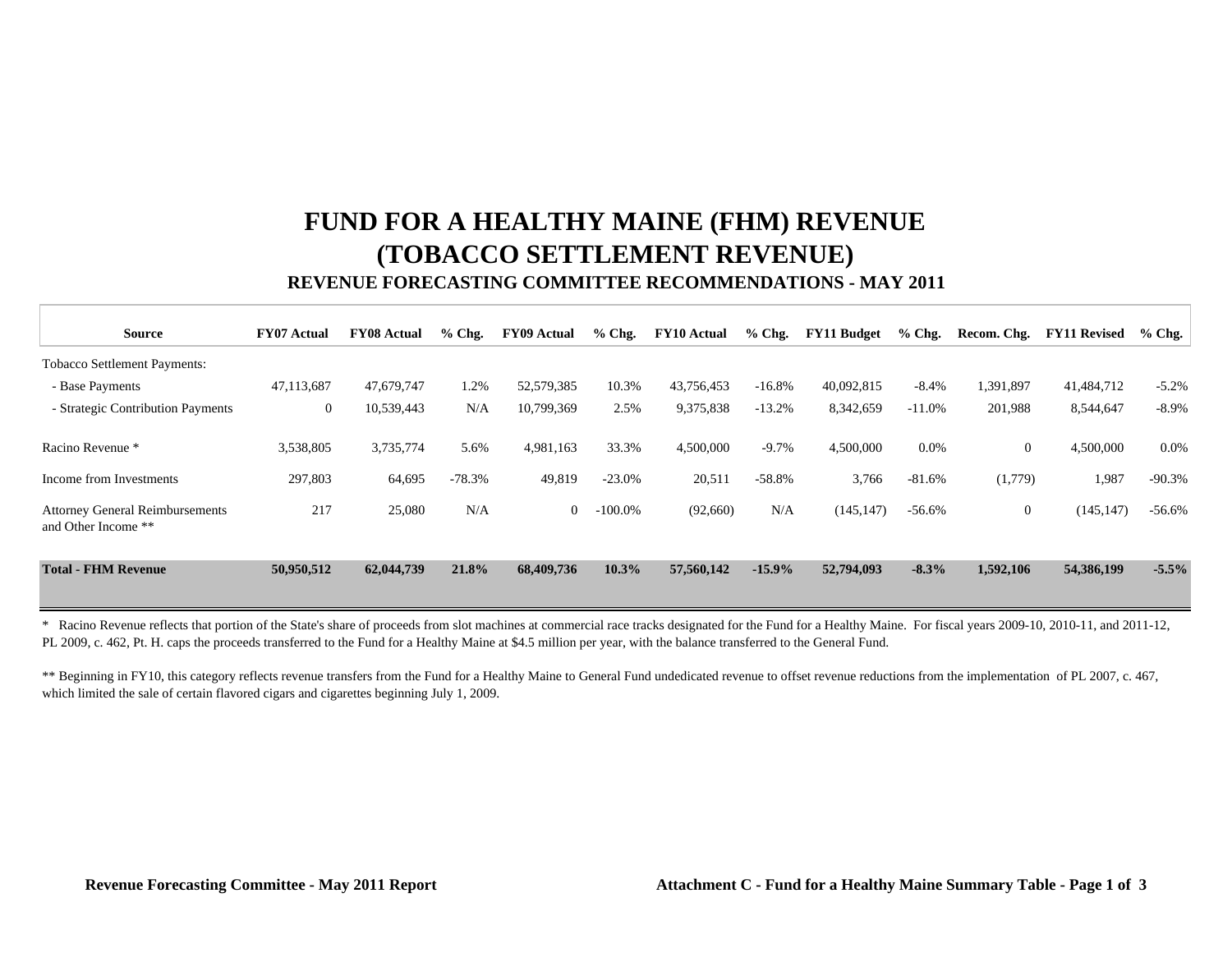# FUND FOR A HEALTHY MAINE (FHM) REVENUE
# (TOBACCO SETTLEMENT REVENUE)
### REVENUE FORECASTING COMMITTEE RECOMMENDATIONS - MAY 2011

| Source | FY07 Actual | FY08 Actual | % Chg. | FY09 Actual | % Chg. | FY10 Actual | % Chg. | FY11 Budget | % Chg. | Recom. Chg. | FY11 Revised | % Chg. |
|---|---|---|---|---|---|---|---|---|---|---|---|---|
| Tobacco Settlement Payments: | | | | | | | | | | | | |
| - Base Payments | 47,113,687 | 47,679,747 | 1.2% | 52,579,385 | 10.3% | 43,756,453 | -16.8% | 40,092,815 | -8.4% | 1,391,897 | 41,484,712 | -5.2% |
| - Strategic Contribution Payments | 0 | 10,539,443 | N/A | 10,799,369 | 2.5% | 9,375,838 | -13.2% | 8,342,659 | -11.0% | 201,988 | 8,544,647 | -8.9% |
| Racino Revenue * | 3,538,805 | 3,735,774 | 5.6% | 4,981,163 | 33.3% | 4,500,000 | -9.7% | 4,500,000 | 0.0% | 0 | 4,500,000 | 0.0% |
| Income from Investments | 297,803 | 64,695 | -78.3% | 49,819 | -23.0% | 20,511 | -58.8% | 3,766 | -81.6% | (1,779) | 1,987 | -90.3% |
| Attorney General Reimbursements and Other Income ** | 217 | 25,080 | N/A | 0 | -100.0% | (92,660) | N/A | (145,147) | -56.6% | 0 | (145,147) | -56.6% |
| **Total - FHM Revenue** | **50,950,512** | **62,044,739** | **21.8%** | **68,409,736** | **10.3%** | **57,560,142** | **-15.9%** | **52,794,093** | **-8.3%** | **1,592,106** | **54,386,199** | **-5.5%** |

\* Racino Revenue reflects that portion of the State's share of proceeds from slot machines at commercial race tracks designated for the Fund for a Healthy Maine. For fiscal years 2009-10, 2010-11, and 2011-12, PL 2009, c. 462, Pt. H. caps the proceeds transferred to the Fund for a Healthy Maine at $4.5 million per year, with the balance transferred to the General Fund.

** Beginning in FY10, this category reflects revenue transfers from the Fund for a Healthy Maine to General Fund undedicated revenue to offset revenue reductions from the implementation of PL 2007, c. 467, which limited the sale of certain flavored cigars and cigarettes beginning July 1, 2009.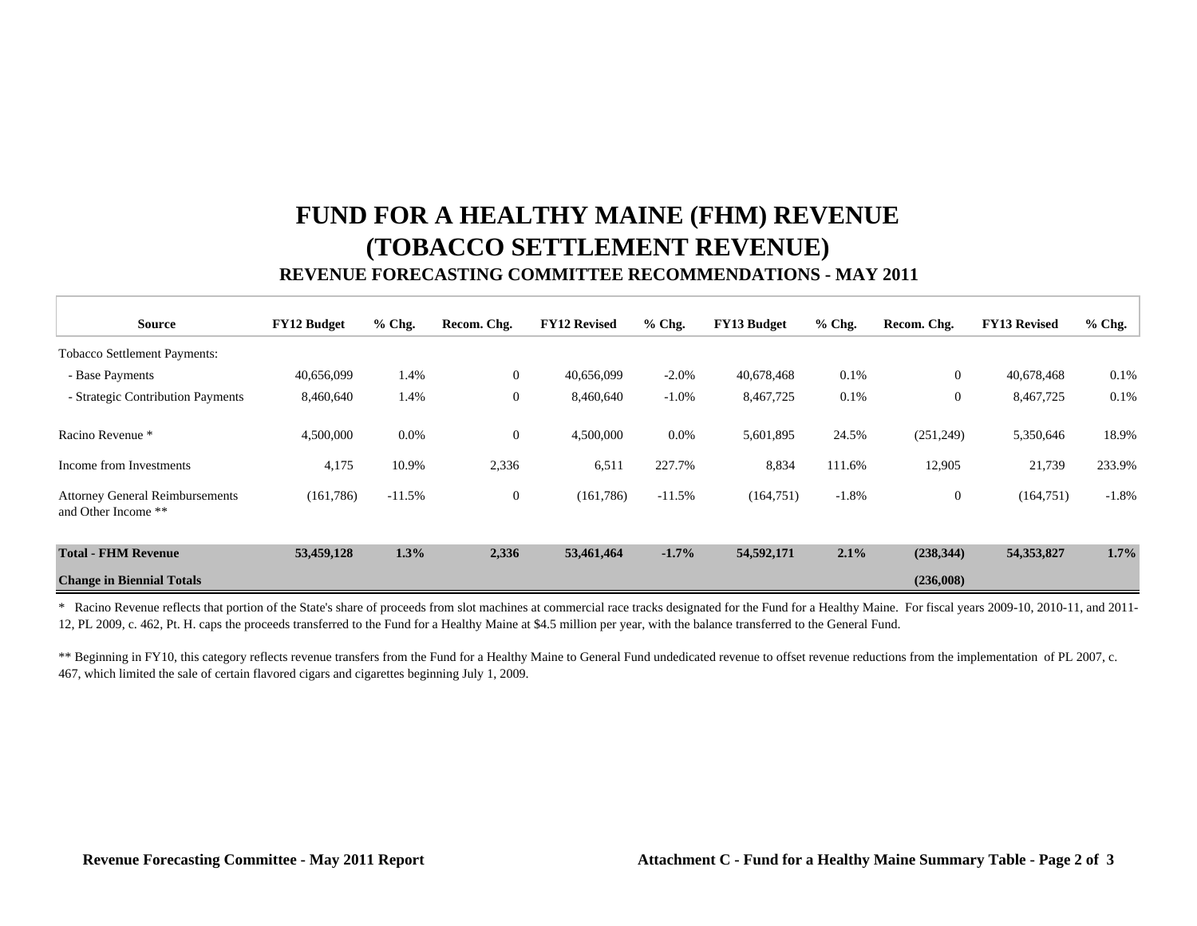# FUND FOR A HEALTHY MAINE (FHM) REVENUE
# (TOBACCO SETTLEMENT REVENUE)
## REVENUE FORECASTING COMMITTEE RECOMMENDATIONS - MAY 2011

| Source | FY12 Budget | % Chg. | Recom. Chg. | FY12 Revised | % Chg. | FY13 Budget | % Chg. | Recom. Chg. | FY13 Revised | % Chg. |
|---|---|---|---|---|---|---|---|---|---|---|
| Tobacco Settlement Payments: | | | | | | | | | | |
| - Base Payments | 40,656,099 | 1.4% | 0 | 40,656,099 | -2.0% | 40,678,468 | 0.1% | 0 | 40,678,468 | 0.1% |
| - Strategic Contribution Payments | 8,460,640 | 1.4% | 0 | 8,460,640 | -1.0% | 8,467,725 | 0.1% | 0 | 8,467,725 | 0.1% |
| Racino Revenue * | 4,500,000 | 0.0% | 0 | 4,500,000 | 0.0% | 5,601,895 | 24.5% | (251,249) | 5,350,646 | 18.9% |
| Income from Investments | 4,175 | 10.9% | 2,336 | 6,511 | 227.7% | 8,834 | 111.6% | 12,905 | 21,739 | 233.9% |
| Attorney General Reimbursements and Other Income ** | (161,786) | -11.5% | 0 | (161,786) | -11.5% | (164,751) | -1.8% | 0 | (164,751) | -1.8% |
| **Total - FHM Revenue** | **53,459,128** | **1.3%** | **2,336** | **53,461,464** | **-1.7%** | **54,592,171** | **2.1%** | **(238,344)** | **54,353,827** | **1.7%** |
| **Change in Biennial Totals** | | | | | | | | **(236,008)** | | |

\* Racino Revenue reflects that portion of the State's share of proceeds from slot machines at commercial race tracks designated for the Fund for a Healthy Maine. For fiscal years 2009-10, 2010-11, and 2011-12, PL 2009, c. 462, Pt. H. caps the proceeds transferred to the Fund for a Healthy Maine at $4.5 million per year, with the balance transferred to the General Fund.

** Beginning in FY10, this category reflects revenue transfers from the Fund for a Healthy Maine to General Fund undedicated revenue to offset revenue reductions from the implementation of PL 2007, c. 467, which limited the sale of certain flavored cigars and cigarettes beginning July 1, 2009.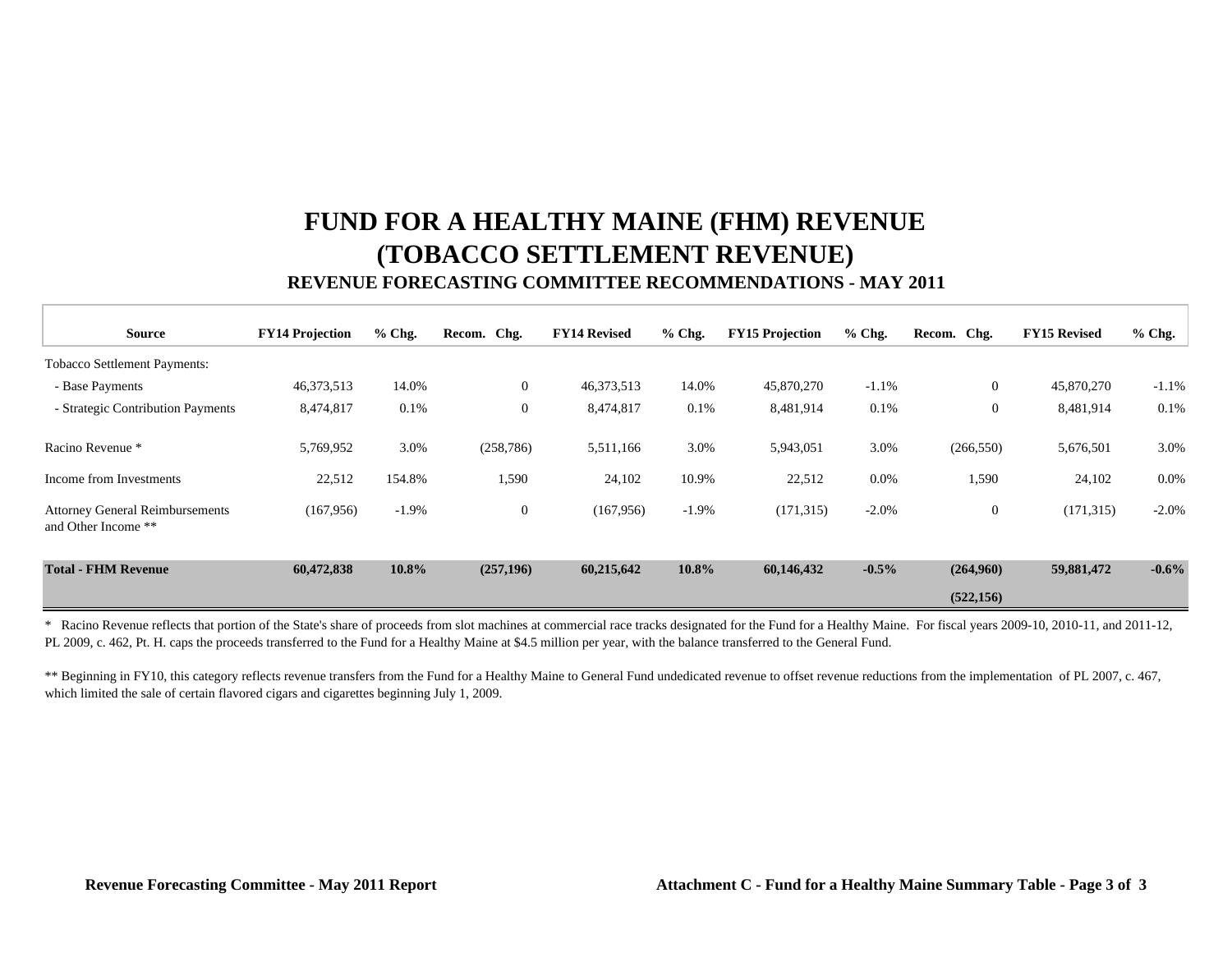# FUND FOR A HEALTHY MAINE (FHM) REVENUE
# (TOBACCO SETTLEMENT REVENUE)
## REVENUE FORECASTING COMMITTEE RECOMMENDATIONS - MAY 2011

| Source | FY14 Projection | % Chg. | Recom. Chg. | FY14 Revised | % Chg. | FY15 Projection | % Chg. | Recom. Chg. | FY15 Revised | % Chg. |
|---|---|---|---|---|---|---|---|---|---|---|
| Tobacco Settlement Payments: | | | | | | | | | | |
| - Base Payments | 46,373,513 | 14.0% | 0 | 46,373,513 | 14.0% | 45,870,270 | -1.1% | 0 | 45,870,270 | -1.1% |
| - Strategic Contribution Payments | 8,474,817 | 0.1% | 0 | 8,474,817 | 0.1% | 8,481,914 | 0.1% | 0 | 8,481,914 | 0.1% |
| Racino Revenue * | 5,769,952 | 3.0% | (258,786) | 5,511,166 | 3.0% | 5,943,051 | 3.0% | (266,550) | 5,676,501 | 3.0% |
| Income from Investments | 22,512 | 154.8% | 1,590 | 24,102 | 10.9% | 22,512 | 0.0% | 1,590 | 24,102 | 0.0% |
| Attorney General Reimbursements and Other Income ** | (167,956) | -1.9% | 0 | (167,956) | -1.9% | (171,315) | -2.0% | 0 | (171,315) | -2.0% |
| **Total - FHM Revenue** | **60,472,838** | **10.8%** | **(257,196)** | **60,215,642** | **10.8%** | **60,146,432** | **-0.5%** | **(264,960)** | **59,881,472** | **-0.6%** |
| | | | | | | | | **(522,156)** | | |

\* Racino Revenue reflects that portion of the State's share of proceeds from slot machines at commercial race tracks designated for the Fund for a Healthy Maine. For fiscal years 2009-10, 2010-11, and 2011-12, PL 2009, c. 462, Pt. H. caps the proceeds transferred to the Fund for a Healthy Maine at $4.5 million per year, with the balance transferred to the General Fund.

\** Beginning in FY10, this category reflects revenue transfers from the Fund for a Healthy Maine to General Fund undedicated revenue to offset revenue reductions from the implementation of PL 2007, c. 467, which limited the sale of certain flavored cigars and cigarettes beginning July 1, 2009.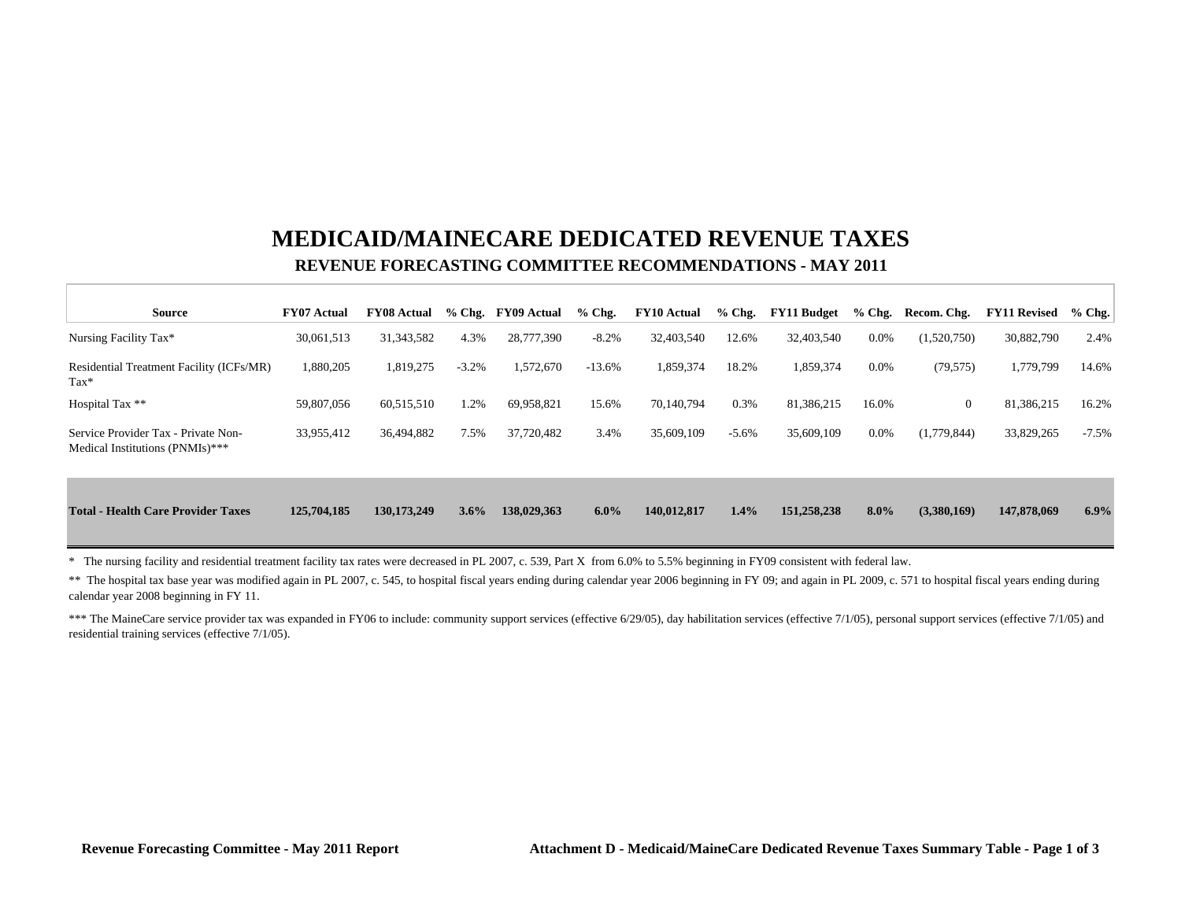# MEDICAID/MAINECARE DEDICATED REVENUE TAXES

## REVENUE FORECASTING COMMITTEE RECOMMENDATIONS - MAY 2011

| Source | FY07 Actual | FY08 Actual | % Chg. | FY09 Actual | % Chg. | FY10 Actual | % Chg. | FY11 Budget | % Chg. | Recom. Chg. | FY11 Revised | % Chg. |
|---|---|---|---|---|---|---|---|---|---|---|---|---|
| Nursing Facility Tax* | 30,061,513 | 31,343,582 | 4.3% | 28,777,390 | -8.2% | 32,403,540 | 12.6% | 32,403,540 | 0.0% | (1,520,750) | 30,882,790 | 2.4% |
| Residential Treatment Facility (ICFs/MR) Tax* | 1,880,205 | 1,819,275 | -3.2% | 1,572,670 | -13.6% | 1,859,374 | 18.2% | 1,859,374 | 0.0% | (79,575) | 1,779,799 | 14.6% |
| Hospital Tax ** | 59,807,056 | 60,515,510 | 1.2% | 69,958,821 | 15.6% | 70,140,794 | 0.3% | 81,386,215 | 16.0% | 0 | 81,386,215 | 16.2% |
| Service Provider Tax - Private Non-Medical Institutions (PNMIs)*** | 33,955,412 | 36,494,882 | 7.5% | 37,720,482 | 3.4% | 35,609,109 | -5.6% | 35,609,109 | 0.0% | (1,779,844) | 33,829,265 | -7.5% |
| **Total - Health Care Provider Taxes** | **125,704,185** | **130,173,249** | **3.6%** | **138,029,363** | **6.0%** | **140,012,817** | **1.4%** | **151,258,238** | **8.0%** | **(3,380,169)** | **147,878,069** | **6.9%** |

\* The nursing facility and residential treatment facility tax rates were decreased in PL 2007, c. 539, Part X from 6.0% to 5.5% beginning in FY09 consistent with federal law.

** The hospital tax base year was modified again in PL 2007, c. 545, to hospital fiscal years ending during calendar year 2006 beginning in FY 09; and again in PL 2009, c. 571 to hospital fiscal years ending during calendar year 2008 beginning in FY 11.

*** The MaineCare service provider tax was expanded in FY06 to include: community support services (effective 6/29/05), day habilitation services (effective 7/1/05), personal support services (effective 7/1/05) and residential training services (effective 7/1/05).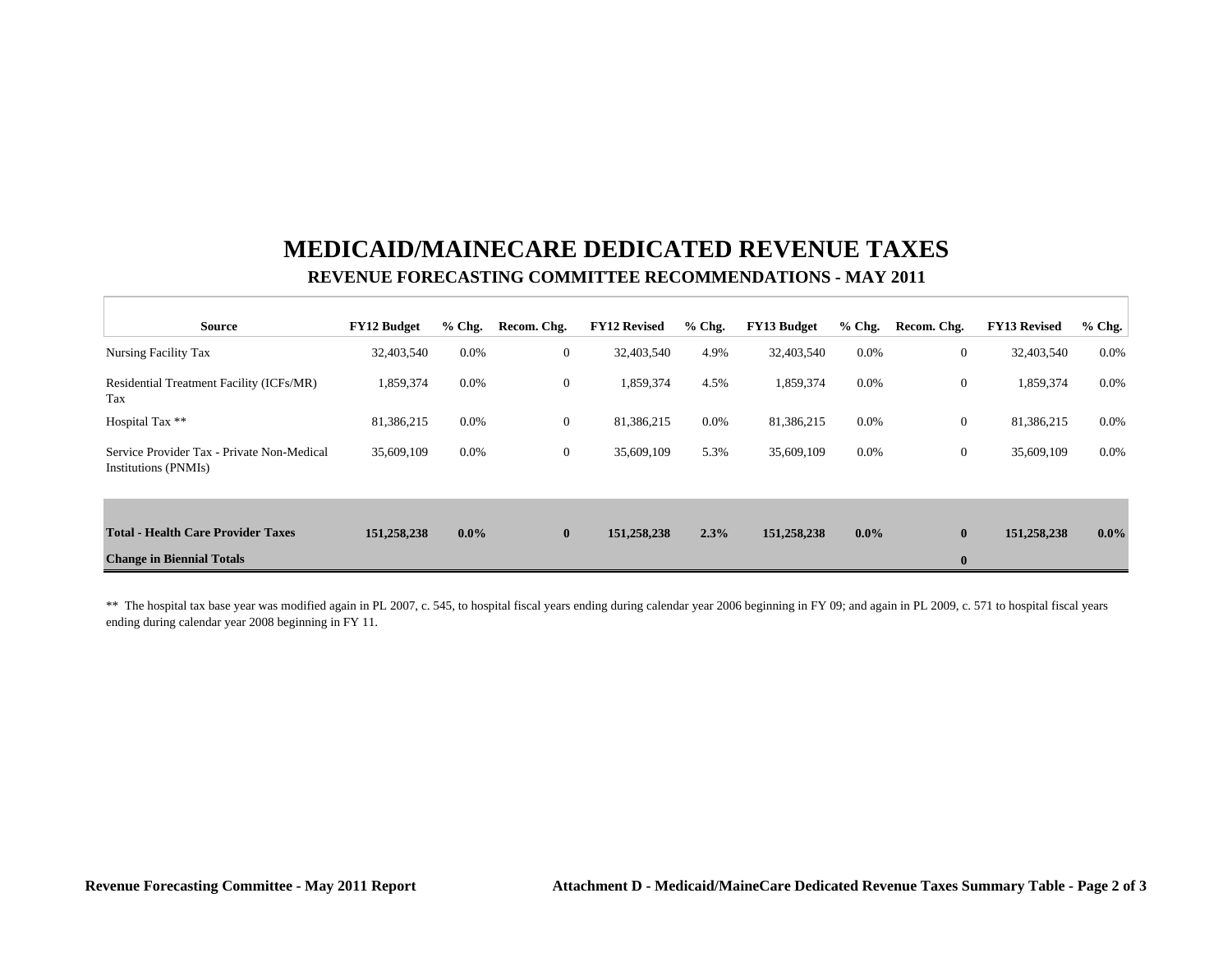# MEDICAID/MAINECARE DEDICATED REVENUE TAXES

## REVENUE FORECASTING COMMITTEE RECOMMENDATIONS - MAY 2011

| Source | FY12 Budget | % Chg. | Recom. Chg. | FY12 Revised | % Chg. | FY13 Budget | % Chg. | Recom. Chg. | FY13 Revised | % Chg. |
|---|---|---|---|---|---|---|---|---|---|---|
| Nursing Facility Tax | 32,403,540 | 0.0% | 0 | 32,403,540 | 4.9% | 32,403,540 | 0.0% | 0 | 32,403,540 | 0.0% |
| Residential Treatment Facility (ICFs/MR) Tax | 1,859,374 | 0.0% | 0 | 1,859,374 | 4.5% | 1,859,374 | 0.0% | 0 | 1,859,374 | 0.0% |
| Hospital Tax ** | 81,386,215 | 0.0% | 0 | 81,386,215 | 0.0% | 81,386,215 | 0.0% | 0 | 81,386,215 | 0.0% |
| Service Provider Tax - Private Non-Medical Institutions (PNMIs) | 35,609,109 | 0.0% | 0 | 35,609,109 | 5.3% | 35,609,109 | 0.0% | 0 | 35,609,109 | 0.0% |
| **Total - Health Care Provider Taxes** | **151,258,238** | **0.0%** | **0** | **151,258,238** | **2.3%** | **151,258,238** | **0.0%** | **0** | **151,258,238** | **0.0%** |
| **Change in Biennial Totals** | | | | | | | | **0** | | |

** The hospital tax base year was modified again in PL 2007, c. 545, to hospital fiscal years ending during calendar year 2006 beginning in FY 09; and again in PL 2009, c. 571 to hospital fiscal years ending during calendar year 2008 beginning in FY 11.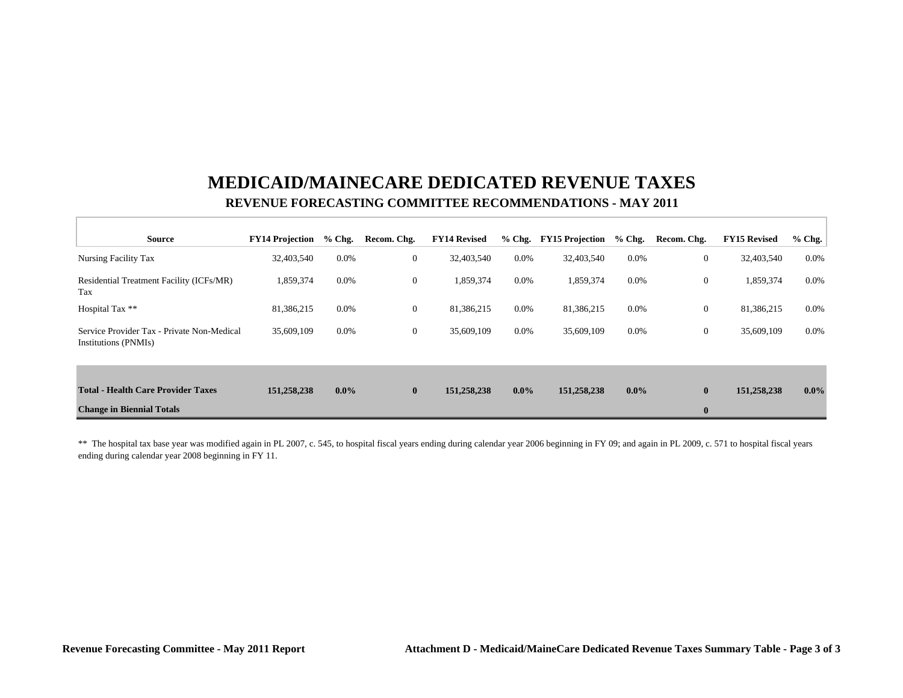# MEDICAID/MAINECARE DEDICATED REVENUE TAXES

## REVENUE FORECASTING COMMITTEE RECOMMENDATIONS - MAY 2011

| Source | FY14 Projection | % Chg. | Recom. Chg. | FY14 Revised | % Chg. | FY15 Projection | % Chg. | Recom. Chg. | FY15 Revised | % Chg. |
|---|---|---|---|---|---|---|---|---|---|---|
| Nursing Facility Tax | 32,403,540 | 0.0% | 0 | 32,403,540 | 0.0% | 32,403,540 | 0.0% | 0 | 32,403,540 | 0.0% |
| Residential Treatment Facility (ICFs/MR) Tax | 1,859,374 | 0.0% | 0 | 1,859,374 | 0.0% | 1,859,374 | 0.0% | 0 | 1,859,374 | 0.0% |
| Hospital Tax ** | 81,386,215 | 0.0% | 0 | 81,386,215 | 0.0% | 81,386,215 | 0.0% | 0 | 81,386,215 | 0.0% |
| Service Provider Tax - Private Non-Medical Institutions (PNMIs) | 35,609,109 | 0.0% | 0 | 35,609,109 | 0.0% | 35,609,109 | 0.0% | 0 | 35,609,109 | 0.0% |
| **Total - Health Care Provider Taxes** | **151,258,238** | **0.0%** | **0** | **151,258,238** | **0.0%** | **151,258,238** | **0.0%** | **0** | **151,258,238** | **0.0%** |
| **Change in Biennial Totals** | | | | | | | | **0** | | |

** The hospital tax base year was modified again in PL 2007, c. 545, to hospital fiscal years ending during calendar year 2006 beginning in FY 09; and again in PL 2009, c. 571 to hospital fiscal years ending during calendar year 2008 beginning in FY 11.